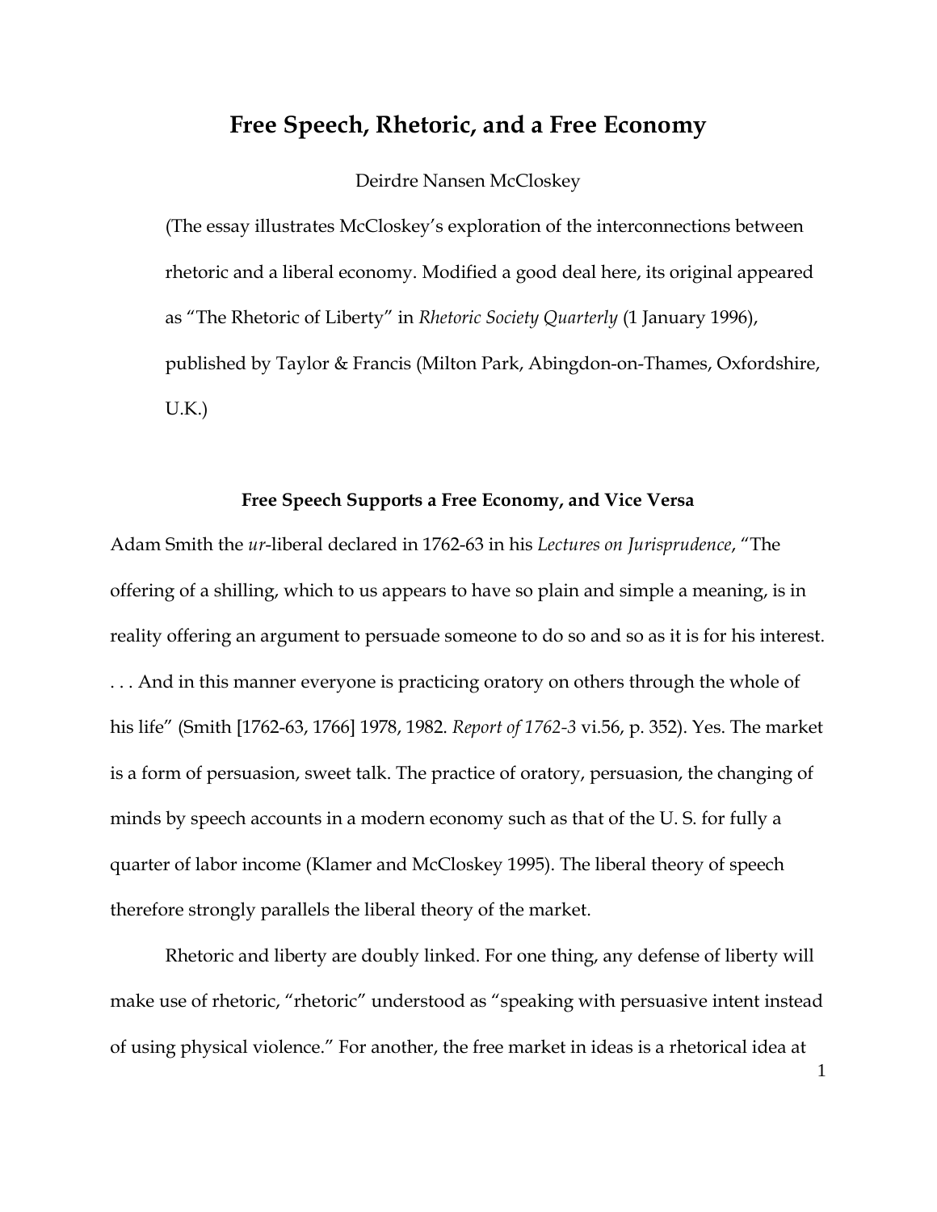# Free Speech, Rhetoric, and a Free Economy

Deirdre Nansen McCloskey

(The essay illustrates McCloskey's exploration of the interconnections between rhetoric and a liberal economy. Modified a good deal here, its original appeared as "The Rhetoric of Liberty" in *Rhetoric Society Quarterly* (1 January 1996), published by Taylor & Francis (Milton Park, Abingdon-on-Thames, Oxfordshire, U.K.)

## Free Speech Supports a Free Economy, and Vice Versa

Adam Smith the *ur*-liberal declared in 1762-63 in his *Lectures on Jurisprudence*, "The offering of a shilling, which to us appears to have so plain and simple a meaning, is in reality offering an argument to persuade someone to do so and so as it is for his interest. . . . And in this manner everyone is practicing oratory on others through the whole of his life" (Smith [1762-63, 1766] 1978, 1982. *Report of 1762-3* vi.56, p. 352). Yes. The market is a form of persuasion, sweet talk. The practice of oratory, persuasion, the changing of minds by speech accounts in a modern economy such as that of the U. S. for fully a quarter of labor income (Klamer and McCloskey 1995). The liberal theory of speech therefore strongly parallels the liberal theory of the market.

Rhetoric and liberty are doubly linked. For one thing, any defense of liberty will make use of rhetoric, "rhetoric" understood as "speaking with persuasive intent instead of using physical violence." For another, the free market in ideas is a rhetorical idea at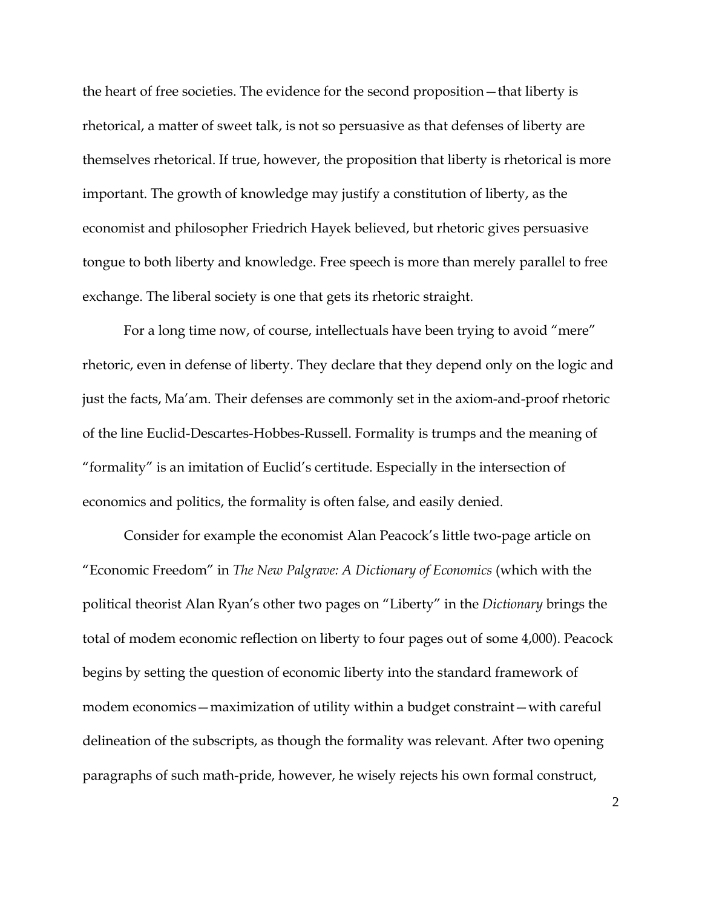the heart of free societies. The evidence for the second proposition—that liberty is rhetorical, a matter of sweet talk, is not so persuasive as that defenses of liberty are themselves rhetorical. If true, however, the proposition that liberty is rhetorical is more important. The growth of knowledge may justify a constitution of liberty, as the economist and philosopher Friedrich Hayek believed, but rhetoric gives persuasive tongue to both liberty and knowledge. Free speech is more than merely parallel to free exchange. The liberal society is one that gets its rhetoric straight.

For a long time now, of course, intellectuals have been trying to avoid "mere" rhetoric, even in defense of liberty. They declare that they depend only on the logic and just the facts, Ma'am. Their defenses are commonly set in the axiom-and-proof rhetoric of the line Euclid-Descartes-Hobbes-Russell. Formality is trumps and the meaning of "formality" is an imitation of Euclid's certitude. Especially in the intersection of economics and politics, the formality is often false, and easily denied.

Consider for example the economist Alan Peacock's little two-page article on "Economic Freedom" in *The New Palgrave: A Dictionary of Economics* (which with the political theorist Alan Ryan's other two pages on "Liberty" in the *Dictionary* brings the total of modem economic reflection on liberty to four pages out of some 4,000). Peacock begins by setting the question of economic liberty into the standard framework of modem economics—maximization of utility within a budget constraint—with careful delineation of the subscripts, as though the formality was relevant. After two opening paragraphs of such math-pride, however, he wisely rejects his own formal construct,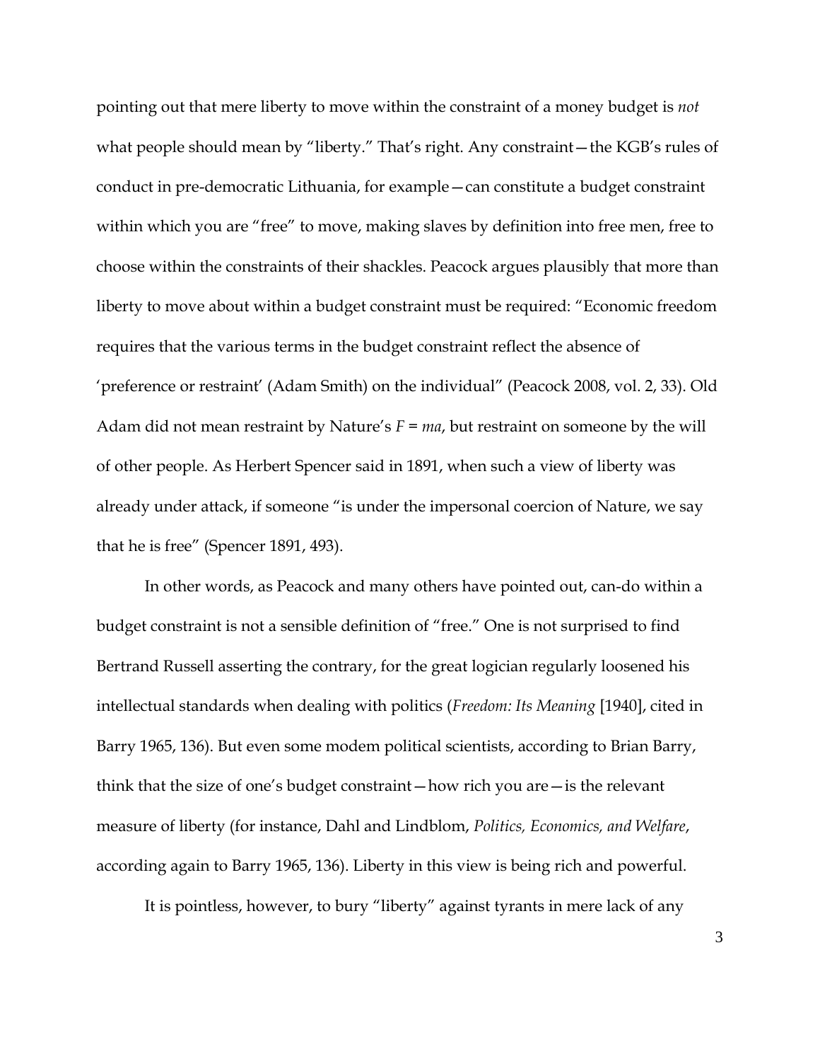pointing out that mere liberty to move within the constraint of a money budget is *not* what people should mean by "liberty." That's right. Any constraint—the KGB's rules of conduct in pre-democratic Lithuania, for example—can constitute a budget constraint within which you are "free" to move, making slaves by definition into free men, free to choose within the constraints of their shackles. Peacock argues plausibly that more than liberty to move about within a budget constraint must be required: "Economic freedom requires that the various terms in the budget constraint reflect the absence of 'preference or restraint' (Adam Smith) on the individual" (Peacock 2008, vol. 2, 33). Old Adam did not mean restraint by Nature's $F = ma$, but restraint on someone by the will of other people. As Herbert Spencer said in 1891, when such a view of liberty was already under attack, if someone "is under the impersonal coercion of Nature, we say that he is free" (Spencer 1891, 493).

In other words, as Peacock and many others have pointed out, can-do within a budget constraint is not a sensible definition of "free." One is not surprised to find Bertrand Russell asserting the contrary, for the great logician regularly loosened his intellectual standards when dealing with politics (*Freedom: Its Meaning* [1940], cited in Barry 1965, 136). But even some modem political scientists, according to Brian Barry, think that the size of one's budget constraint—how rich you are—is the relevant measure of liberty (for instance, Dahl and Lindblom, *Politics, Economics, and Welfare*, according again to Barry 1965, 136). Liberty in this view is being rich and powerful.

It is pointless, however, to bury "liberty" against tyrants in mere lack of any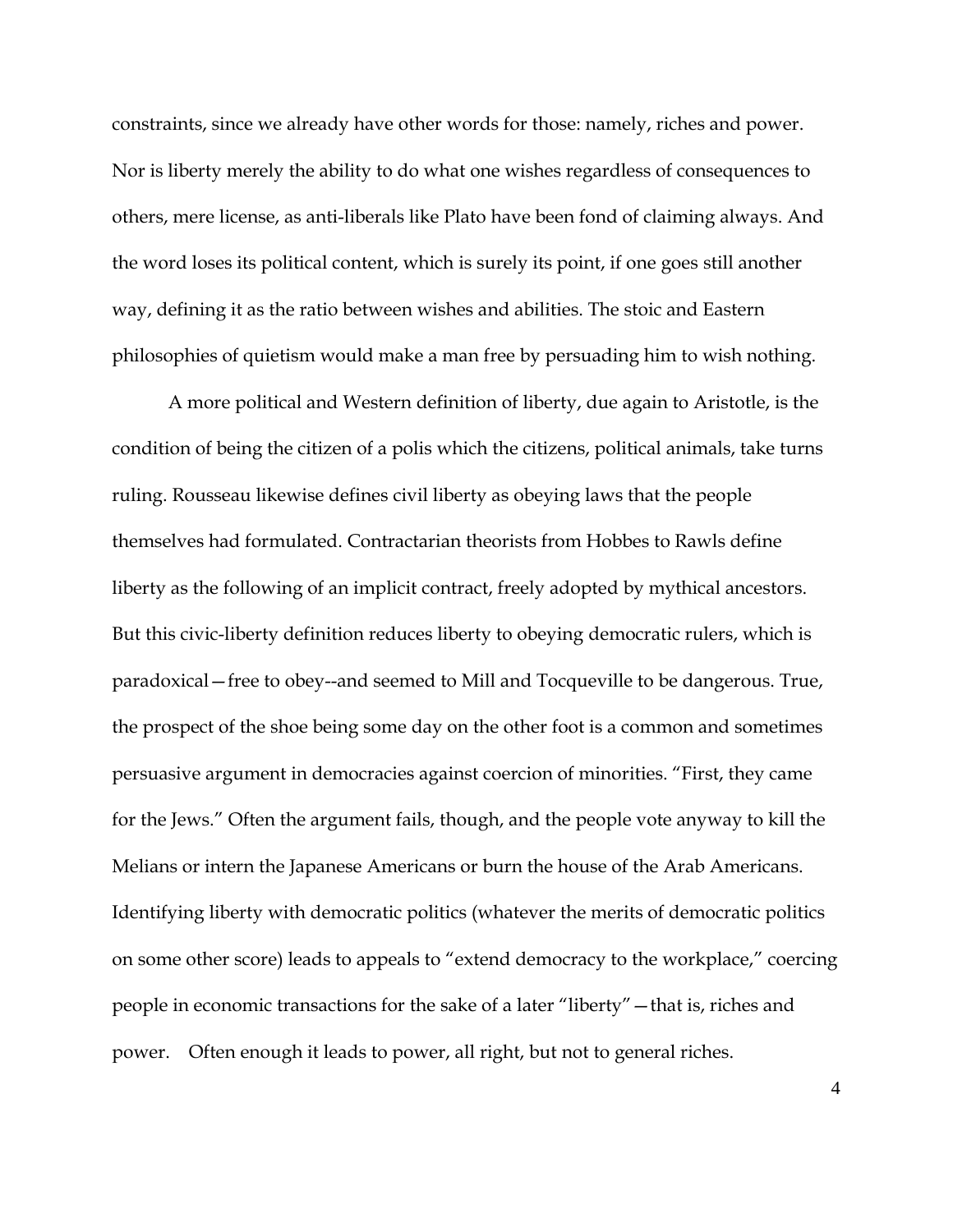constraints, since we already have other words for those: namely, riches and power. Nor is liberty merely the ability to do what one wishes regardless of consequences to others, mere license, as anti-liberals like Plato have been fond of claiming always. And the word loses its political content, which is surely its point, if one goes still another way, defining it as the ratio between wishes and abilities. The stoic and Eastern philosophies of quietism would make a man free by persuading him to wish nothing.

A more political and Western definition of liberty, due again to Aristotle, is the condition of being the citizen of a polis which the citizens, political animals, take turns ruling. Rousseau likewise defines civil liberty as obeying laws that the people themselves had formulated. Contractarian theorists from Hobbes to Rawls define liberty as the following of an implicit contract, freely adopted by mythical ancestors. But this civic-liberty definition reduces liberty to obeying democratic rulers, which is paradoxical—free to obey--and seemed to Mill and Tocqueville to be dangerous. True, the prospect of the shoe being some day on the other foot is a common and sometimes persuasive argument in democracies against coercion of minorities. "First, they came for the Jews." Often the argument fails, though, and the people vote anyway to kill the Melians or intern the Japanese Americans or burn the house of the Arab Americans. Identifying liberty with democratic politics (whatever the merits of democratic politics on some other score) leads to appeals to "extend democracy to the workplace," coercing people in economic transactions for the sake of a later "liberty"—that is, riches and power. Often enough it leads to power, all right, but not to general riches.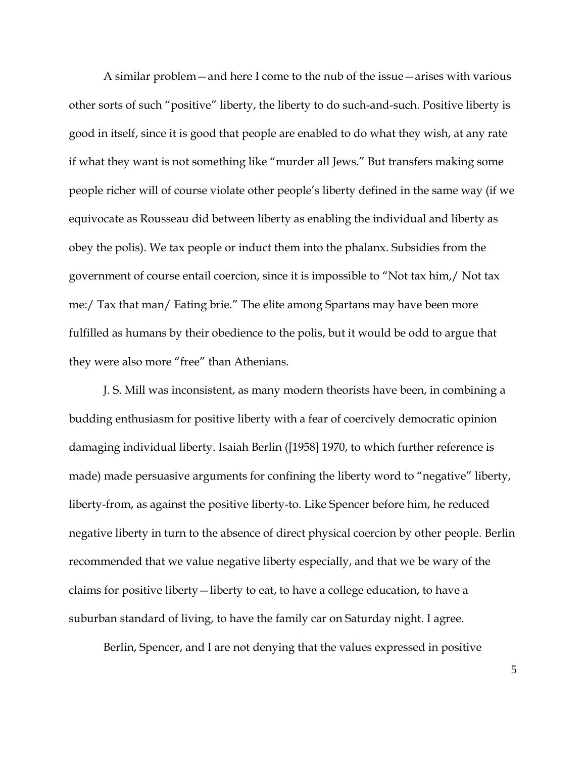A similar problem—and here I come to the nub of the issue—arises with various other sorts of such "positive" liberty, the liberty to do such-and-such. Positive liberty is good in itself, since it is good that people are enabled to do what they wish, at any rate if what they want is not something like "murder all Jews." But transfers making some people richer will of course violate other people's liberty defined in the same way (if we equivocate as Rousseau did between liberty as enabling the individual and liberty as obey the polis). We tax people or induct them into the phalanx. Subsidies from the government of course entail coercion, since it is impossible to "Not tax him,/ Not tax me:/ Tax that man/ Eating brie." The elite among Spartans may have been more fulfilled as humans by their obedience to the polis, but it would be odd to argue that they were also more "free" than Athenians.

J. S. Mill was inconsistent, as many modern theorists have been, in combining a budding enthusiasm for positive liberty with a fear of coercively democratic opinion damaging individual liberty. Isaiah Berlin ([1958] 1970, to which further reference is made) made persuasive arguments for confining the liberty word to "negative" liberty, liberty-from, as against the positive liberty-to. Like Spencer before him, he reduced negative liberty in turn to the absence of direct physical coercion by other people. Berlin recommended that we value negative liberty especially, and that we be wary of the claims for positive liberty—liberty to eat, to have a college education, to have a suburban standard of living, to have the family car on Saturday night. I agree.

Berlin, Spencer, and I are not denying that the values expressed in positive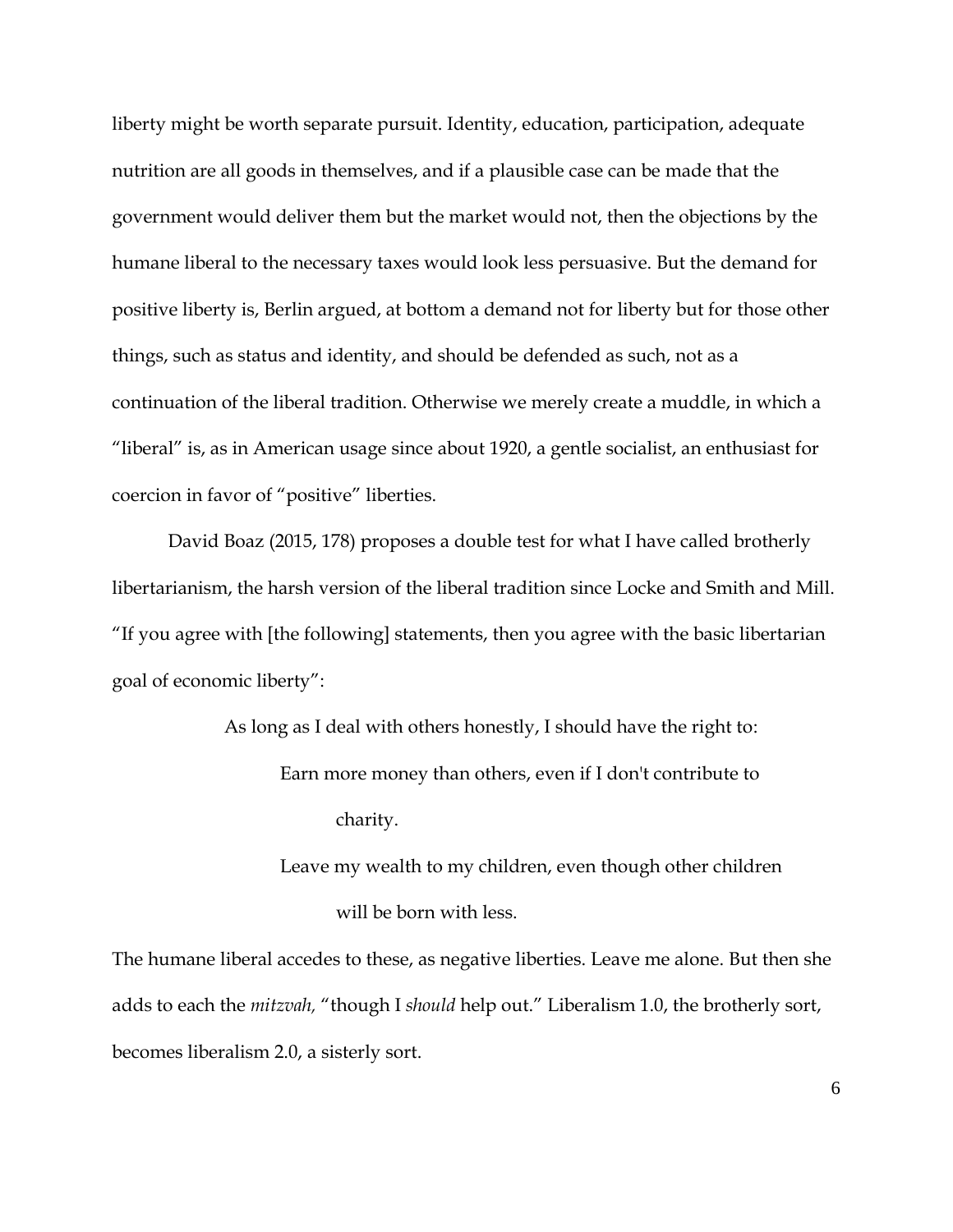liberty might be worth separate pursuit. Identity, education, participation, adequate nutrition are all goods in themselves, and if a plausible case can be made that the government would deliver them but the market would not, then the objections by the humane liberal to the necessary taxes would look less persuasive. But the demand for positive liberty is, Berlin argued, at bottom a demand not for liberty but for those other things, such as status and identity, and should be defended as such, not as a continuation of the liberal tradition. Otherwise we merely create a muddle, in which a "liberal" is, as in American usage since about 1920, a gentle socialist, an enthusiast for coercion in favor of "positive" liberties.

David Boaz (2015, 178) proposes a double test for what I have called brotherly libertarianism, the harsh version of the liberal tradition since Locke and Smith and Mill. "If you agree with [the following] statements, then you agree with the basic libertarian goal of economic liberty":

> As long as I deal with others honestly, I should have the right to:
>
> Earn more money than others, even if I don't contribute to charity.
>
> Leave my wealth to my children, even though other children will be born with less.

The humane liberal accedes to these, as negative liberties. Leave me alone. But then she adds to each the *mitzvah,* "though I *should* help out." Liberalism 1.0, the brotherly sort, becomes liberalism 2.0, a sisterly sort.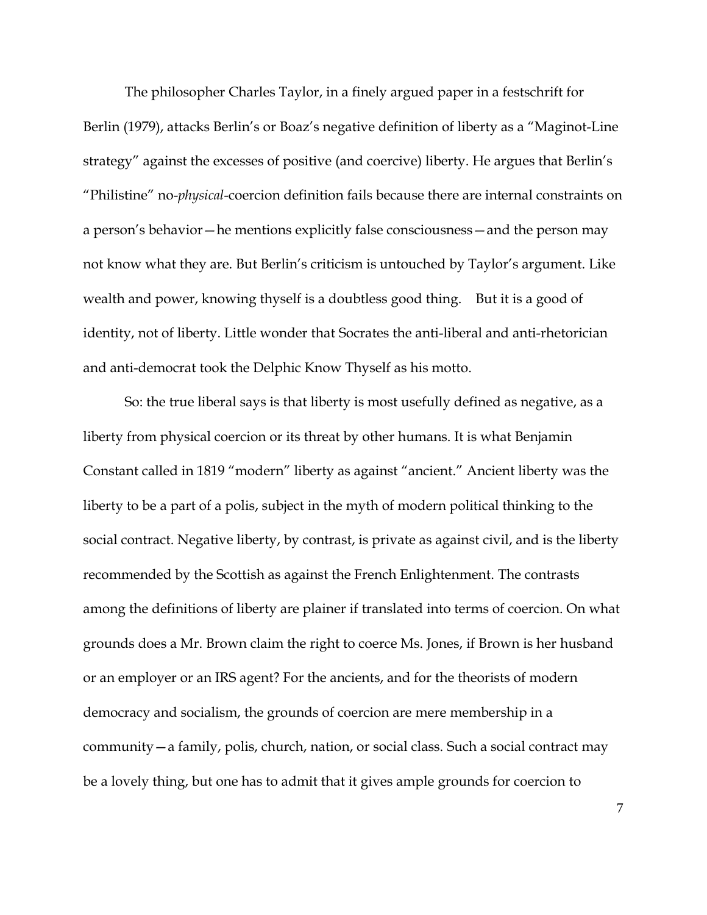The philosopher Charles Taylor, in a finely argued paper in a festschrift for Berlin (1979), attacks Berlin's or Boaz's negative definition of liberty as a "Maginot-Line strategy" against the excesses of positive (and coercive) liberty. He argues that Berlin's "Philistine" no-*physical*-coercion definition fails because there are internal constraints on a person's behavior—he mentions explicitly false consciousness—and the person may not know what they are. But Berlin's criticism is untouched by Taylor's argument. Like wealth and power, knowing thyself is a doubtless good thing. But it is a good of identity, not of liberty. Little wonder that Socrates the anti-liberal and anti-rhetorician and anti-democrat took the Delphic Know Thyself as his motto.

So: the true liberal says is that liberty is most usefully defined as negative, as a liberty from physical coercion or its threat by other humans. It is what Benjamin Constant called in 1819 "modern" liberty as against "ancient." Ancient liberty was the liberty to be a part of a polis, subject in the myth of modern political thinking to the social contract. Negative liberty, by contrast, is private as against civil, and is the liberty recommended by the Scottish as against the French Enlightenment. The contrasts among the definitions of liberty are plainer if translated into terms of coercion. On what grounds does a Mr. Brown claim the right to coerce Ms. Jones, if Brown is her husband or an employer or an IRS agent? For the ancients, and for the theorists of modern democracy and socialism, the grounds of coercion are mere membership in a community—a family, polis, church, nation, or social class. Such a social contract may be a lovely thing, but one has to admit that it gives ample grounds for coercion to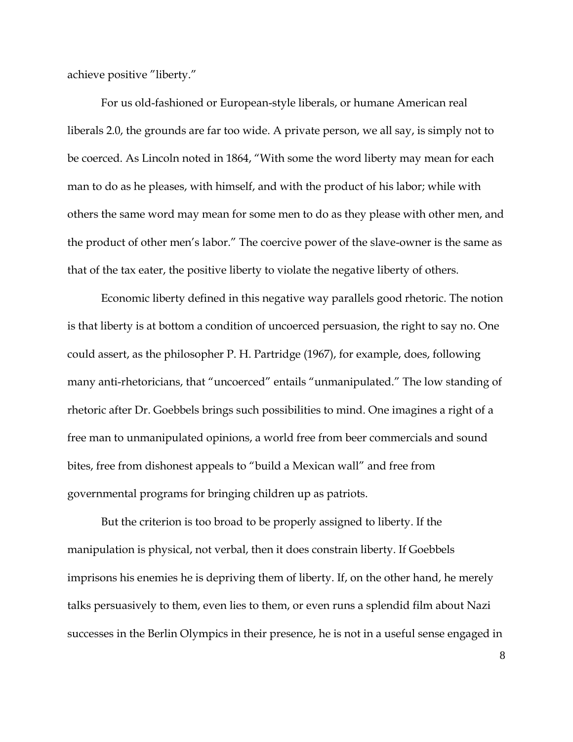achieve positive "liberty."

For us old-fashioned or European-style liberals, or humane American real liberals 2.0, the grounds are far too wide. A private person, we all say, is simply not to be coerced. As Lincoln noted in 1864, "With some the word liberty may mean for each man to do as he pleases, with himself, and with the product of his labor; while with others the same word may mean for some men to do as they please with other men, and the product of other men's labor." The coercive power of the slave-owner is the same as that of the tax eater, the positive liberty to violate the negative liberty of others.

Economic liberty defined in this negative way parallels good rhetoric. The notion is that liberty is at bottom a condition of uncoerced persuasion, the right to say no. One could assert, as the philosopher P. H. Partridge (1967), for example, does, following many anti-rhetoricians, that "uncoerced" entails "unmanipulated." The low standing of rhetoric after Dr. Goebbels brings such possibilities to mind. One imagines a right of a free man to unmanipulated opinions, a world free from beer commercials and sound bites, free from dishonest appeals to "build a Mexican wall" and free from governmental programs for bringing children up as patriots.

But the criterion is too broad to be properly assigned to liberty. If the manipulation is physical, not verbal, then it does constrain liberty. If Goebbels imprisons his enemies he is depriving them of liberty. If, on the other hand, he merely talks persuasively to them, even lies to them, or even runs a splendid film about Nazi successes in the Berlin Olympics in their presence, he is not in a useful sense engaged in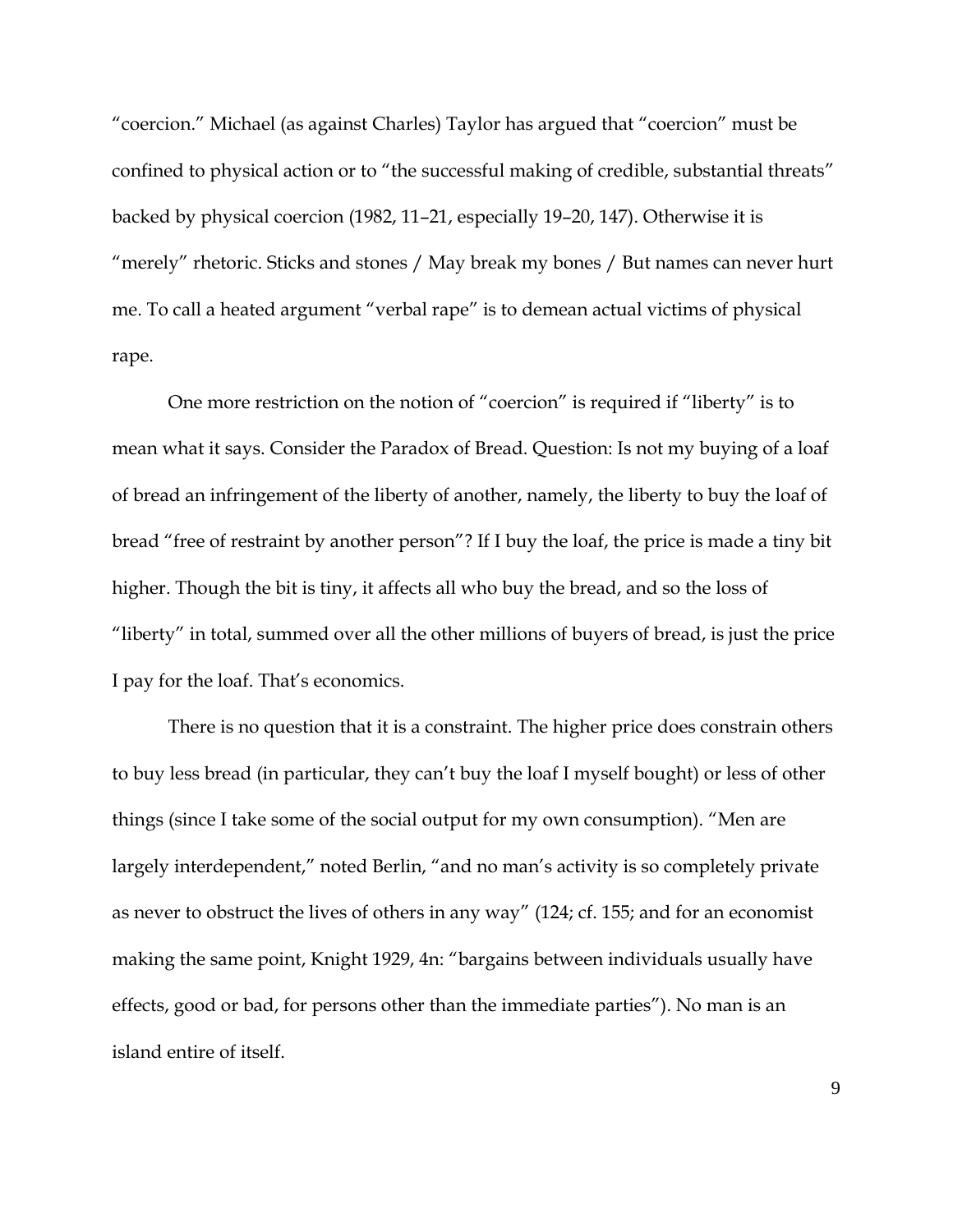"coercion." Michael (as against Charles) Taylor has argued that "coercion" must be confined to physical action or to "the successful making of credible, substantial threats" backed by physical coercion (1982, 11–21, especially 19–20, 147). Otherwise it is "merely" rhetoric. Sticks and stones / May break my bones / But names can never hurt me. To call a heated argument "verbal rape" is to demean actual victims of physical rape.

One more restriction on the notion of "coercion" is required if "liberty" is to mean what it says. Consider the Paradox of Bread. Question: Is not my buying of a loaf of bread an infringement of the liberty of another, namely, the liberty to buy the loaf of bread "free of restraint by another person"? If I buy the loaf, the price is made a tiny bit higher. Though the bit is tiny, it affects all who buy the bread, and so the loss of "liberty" in total, summed over all the other millions of buyers of bread, is just the price I pay for the loaf. That's economics.

There is no question that it is a constraint. The higher price does constrain others to buy less bread (in particular, they can't buy the loaf I myself bought) or less of other things (since I take some of the social output for my own consumption). "Men are largely interdependent," noted Berlin, "and no man's activity is so completely private as never to obstruct the lives of others in any way" (124; cf. 155; and for an economist making the same point, Knight 1929, 4n: "bargains between individuals usually have effects, good or bad, for persons other than the immediate parties"). No man is an island entire of itself.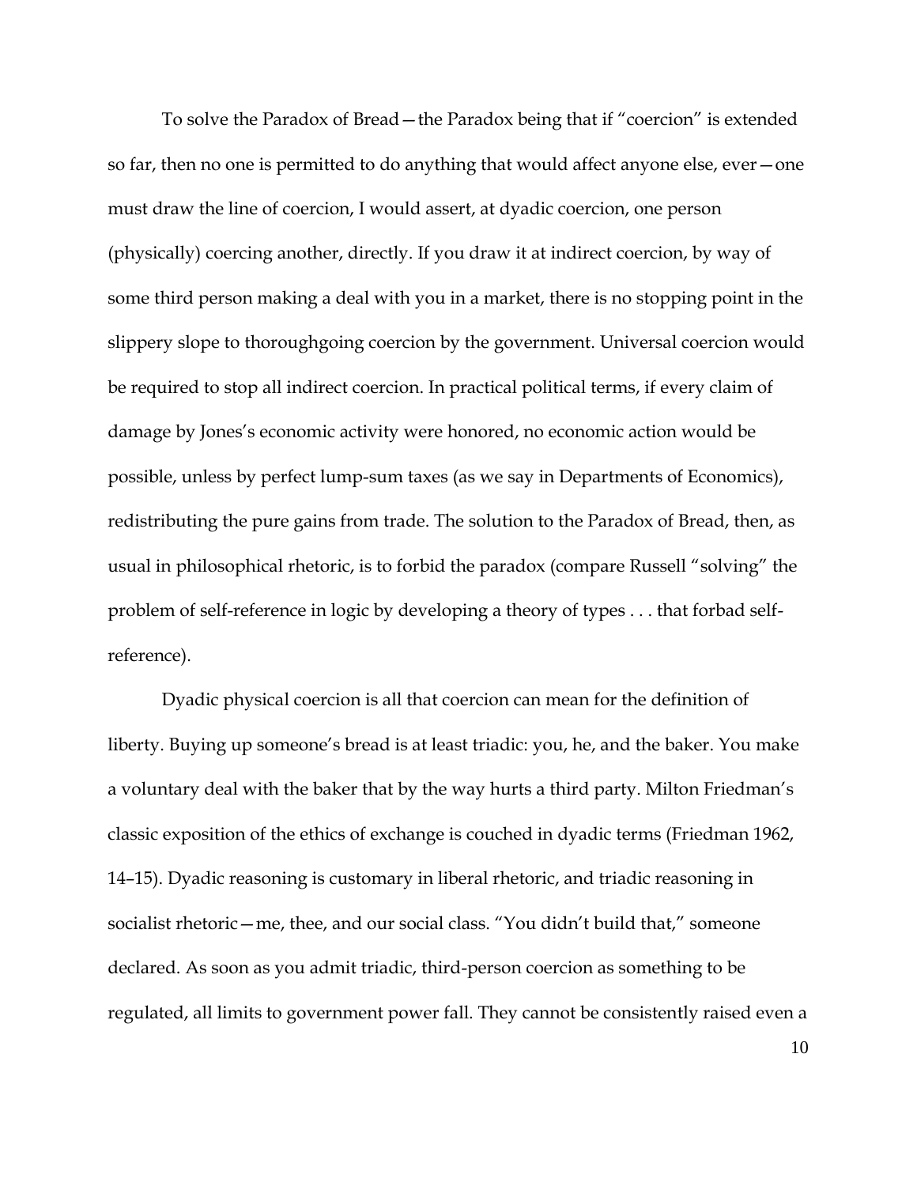To solve the Paradox of Bread—the Paradox being that if "coercion" is extended so far, then no one is permitted to do anything that would affect anyone else, ever—one must draw the line of coercion, I would assert, at dyadic coercion, one person (physically) coercing another, directly. If you draw it at indirect coercion, by way of some third person making a deal with you in a market, there is no stopping point in the slippery slope to thoroughgoing coercion by the government. Universal coercion would be required to stop all indirect coercion. In practical political terms, if every claim of damage by Jones's economic activity were honored, no economic action would be possible, unless by perfect lump-sum taxes (as we say in Departments of Economics), redistributing the pure gains from trade. The solution to the Paradox of Bread, then, as usual in philosophical rhetoric, is to forbid the paradox (compare Russell "solving" the problem of self-reference in logic by developing a theory of types . . . that forbad self-reference).

Dyadic physical coercion is all that coercion can mean for the definition of liberty. Buying up someone's bread is at least triadic: you, he, and the baker. You make a voluntary deal with the baker that by the way hurts a third party. Milton Friedman's classic exposition of the ethics of exchange is couched in dyadic terms (Friedman 1962, 14–15). Dyadic reasoning is customary in liberal rhetoric, and triadic reasoning in socialist rhetoric—me, thee, and our social class. "You didn't build that," someone declared. As soon as you admit triadic, third-person coercion as something to be regulated, all limits to government power fall. They cannot be consistently raised even a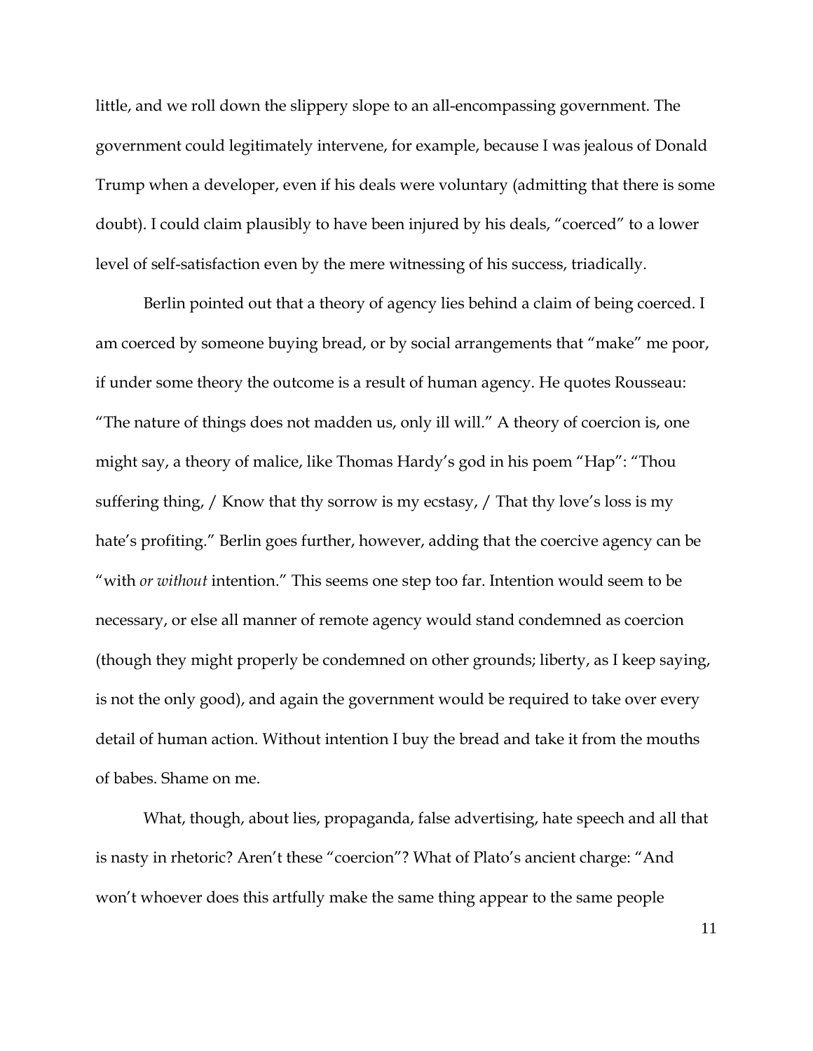little, and we roll down the slippery slope to an all-encompassing government. The government could legitimately intervene, for example, because I was jealous of Donald Trump when a developer, even if his deals were voluntary (admitting that there is some doubt). I could claim plausibly to have been injured by his deals, "coerced" to a lower level of self-satisfaction even by the mere witnessing of his success, triadically.

Berlin pointed out that a theory of agency lies behind a claim of being coerced. I am coerced by someone buying bread, or by social arrangements that "make" me poor, if under some theory the outcome is a result of human agency. He quotes Rousseau: "The nature of things does not madden us, only ill will." A theory of coercion is, one might say, a theory of malice, like Thomas Hardy's god in his poem "Hap": "Thou suffering thing, / Know that thy sorrow is my ecstasy, / That thy love's loss is my hate's profiting." Berlin goes further, however, adding that the coercive agency can be "with *or without* intention." This seems one step too far. Intention would seem to be necessary, or else all manner of remote agency would stand condemned as coercion (though they might properly be condemned on other grounds; liberty, as I keep saying, is not the only good), and again the government would be required to take over every detail of human action. Without intention I buy the bread and take it from the mouths of babes. Shame on me.

What, though, about lies, propaganda, false advertising, hate speech and all that is nasty in rhetoric? Aren't these "coercion"? What of Plato's ancient charge: "And won't whoever does this artfully make the same thing appear to the same people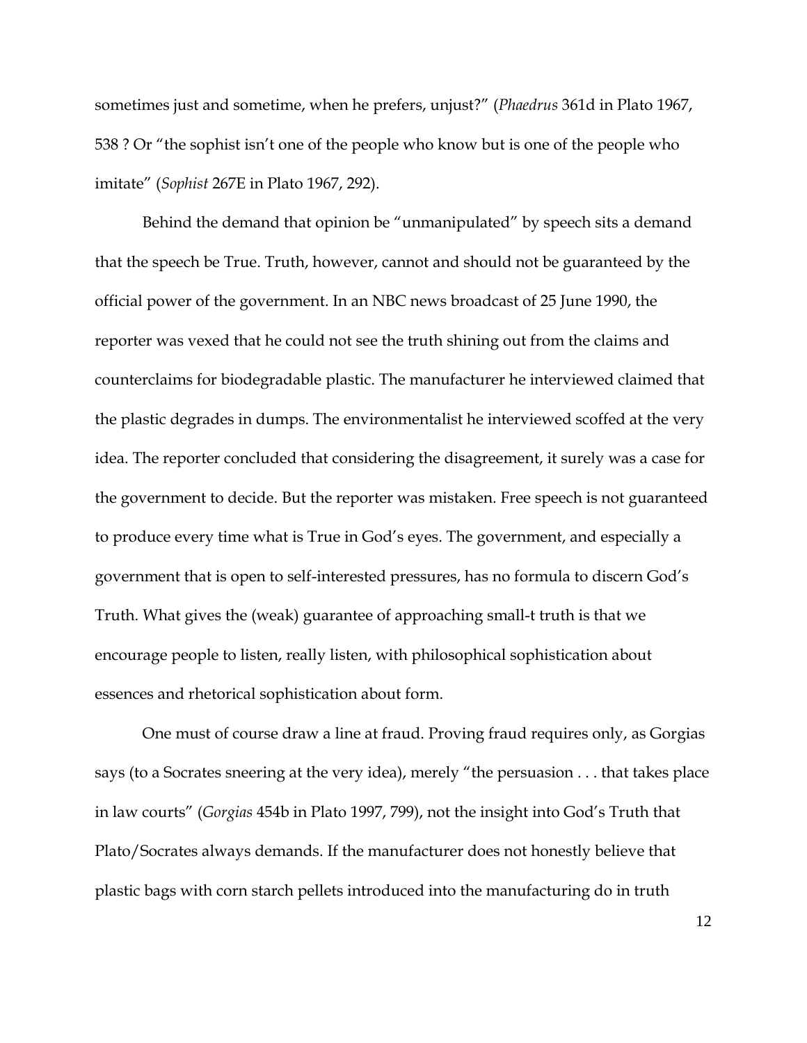sometimes just and sometime, when he prefers, unjust?" (*Phaedrus* 361d in Plato 1967, 538 ? Or "the sophist isn't one of the people who know but is one of the people who imitate" (*Sophist* 267E in Plato 1967, 292).

Behind the demand that opinion be "unmanipulated" by speech sits a demand that the speech be True. Truth, however, cannot and should not be guaranteed by the official power of the government. In an NBC news broadcast of 25 June 1990, the reporter was vexed that he could not see the truth shining out from the claims and counterclaims for biodegradable plastic. The manufacturer he interviewed claimed that the plastic degrades in dumps. The environmentalist he interviewed scoffed at the very idea. The reporter concluded that considering the disagreement, it surely was a case for the government to decide. But the reporter was mistaken. Free speech is not guaranteed to produce every time what is True in God's eyes. The government, and especially a government that is open to self-interested pressures, has no formula to discern God's Truth. What gives the (weak) guarantee of approaching small-t truth is that we encourage people to listen, really listen, with philosophical sophistication about essences and rhetorical sophistication about form.

One must of course draw a line at fraud. Proving fraud requires only, as Gorgias says (to a Socrates sneering at the very idea), merely "the persuasion . . . that takes place in law courts" (*Gorgias* 454b in Plato 1997, 799), not the insight into God's Truth that Plato/Socrates always demands. If the manufacturer does not honestly believe that plastic bags with corn starch pellets introduced into the manufacturing do in truth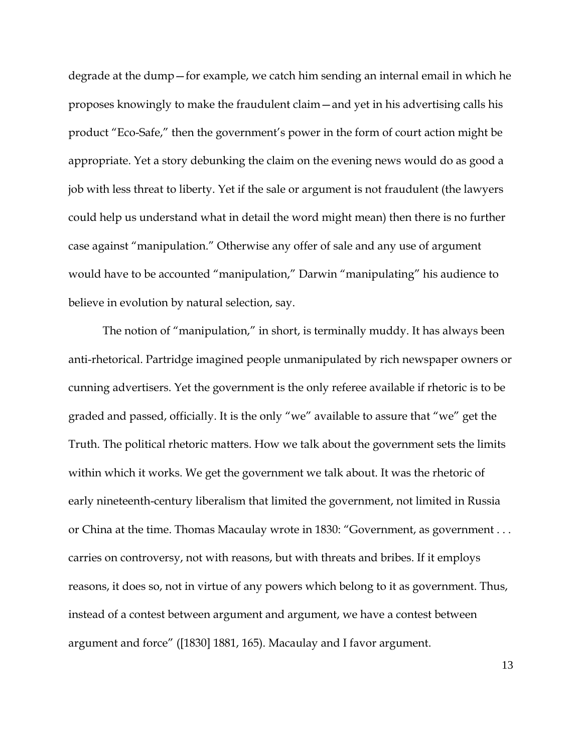degrade at the dump—for example, we catch him sending an internal email in which he proposes knowingly to make the fraudulent claim—and yet in his advertising calls his product "Eco-Safe," then the government's power in the form of court action might be appropriate. Yet a story debunking the claim on the evening news would do as good a job with less threat to liberty. Yet if the sale or argument is not fraudulent (the lawyers could help us understand what in detail the word might mean) then there is no further case against "manipulation." Otherwise any offer of sale and any use of argument would have to be accounted "manipulation," Darwin "manipulating" his audience to believe in evolution by natural selection, say.

The notion of "manipulation," in short, is terminally muddy. It has always been anti-rhetorical. Partridge imagined people unmanipulated by rich newspaper owners or cunning advertisers. Yet the government is the only referee available if rhetoric is to be graded and passed, officially. It is the only "we" available to assure that "we" get the Truth. The political rhetoric matters. How we talk about the government sets the limits within which it works. We get the government we talk about. It was the rhetoric of early nineteenth-century liberalism that limited the government, not limited in Russia or China at the time. Thomas Macaulay wrote in 1830: "Government, as government . . . carries on controversy, not with reasons, but with threats and bribes. If it employs reasons, it does so, not in virtue of any powers which belong to it as government. Thus, instead of a contest between argument and argument, we have a contest between argument and force" ([1830] 1881, 165). Macaulay and I favor argument.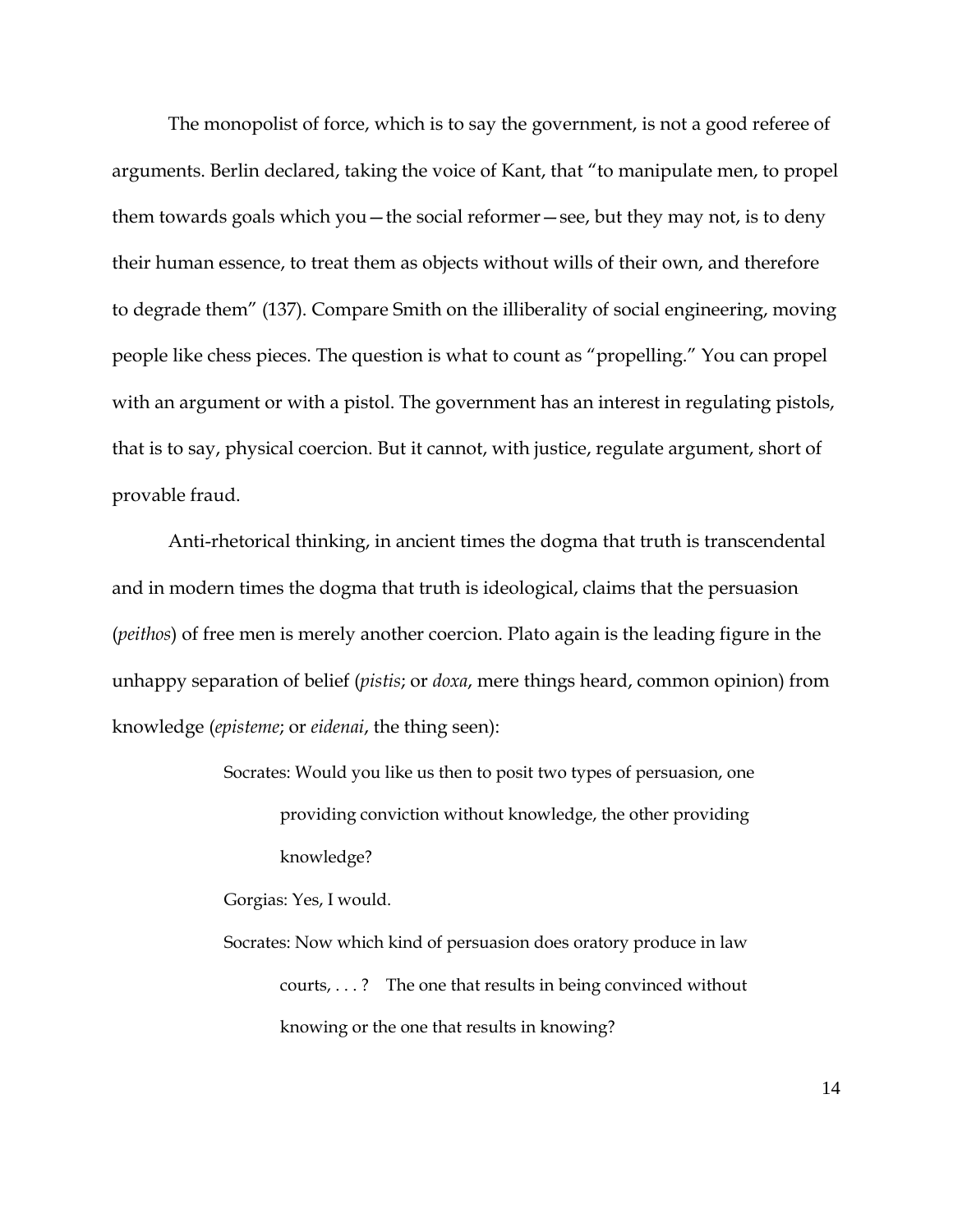The monopolist of force, which is to say the government, is not a good referee of arguments. Berlin declared, taking the voice of Kant, that "to manipulate men, to propel them towards goals which you—the social reformer—see, but they may not, is to deny their human essence, to treat them as objects without wills of their own, and therefore to degrade them" (137). Compare Smith on the illiberality of social engineering, moving people like chess pieces. The question is what to count as "propelling." You can propel with an argument or with a pistol. The government has an interest in regulating pistols, that is to say, physical coercion. But it cannot, with justice, regulate argument, short of provable fraud.

Anti-rhetorical thinking, in ancient times the dogma that truth is transcendental and in modern times the dogma that truth is ideological, claims that the persuasion (*peithos*) of free men is merely another coercion. Plato again is the leading figure in the unhappy separation of belief (*pistis*; or *doxa*, mere things heard, common opinion) from knowledge (*episteme*; or *eidenai*, the thing seen):

> Socrates: Would you like us then to posit two types of persuasion, one providing conviction without knowledge, the other providing knowledge?
>
> Gorgias: Yes, I would.
>
> Socrates: Now which kind of persuasion does oratory produce in law courts, . . . ? The one that results in being convinced without knowing or the one that results in knowing?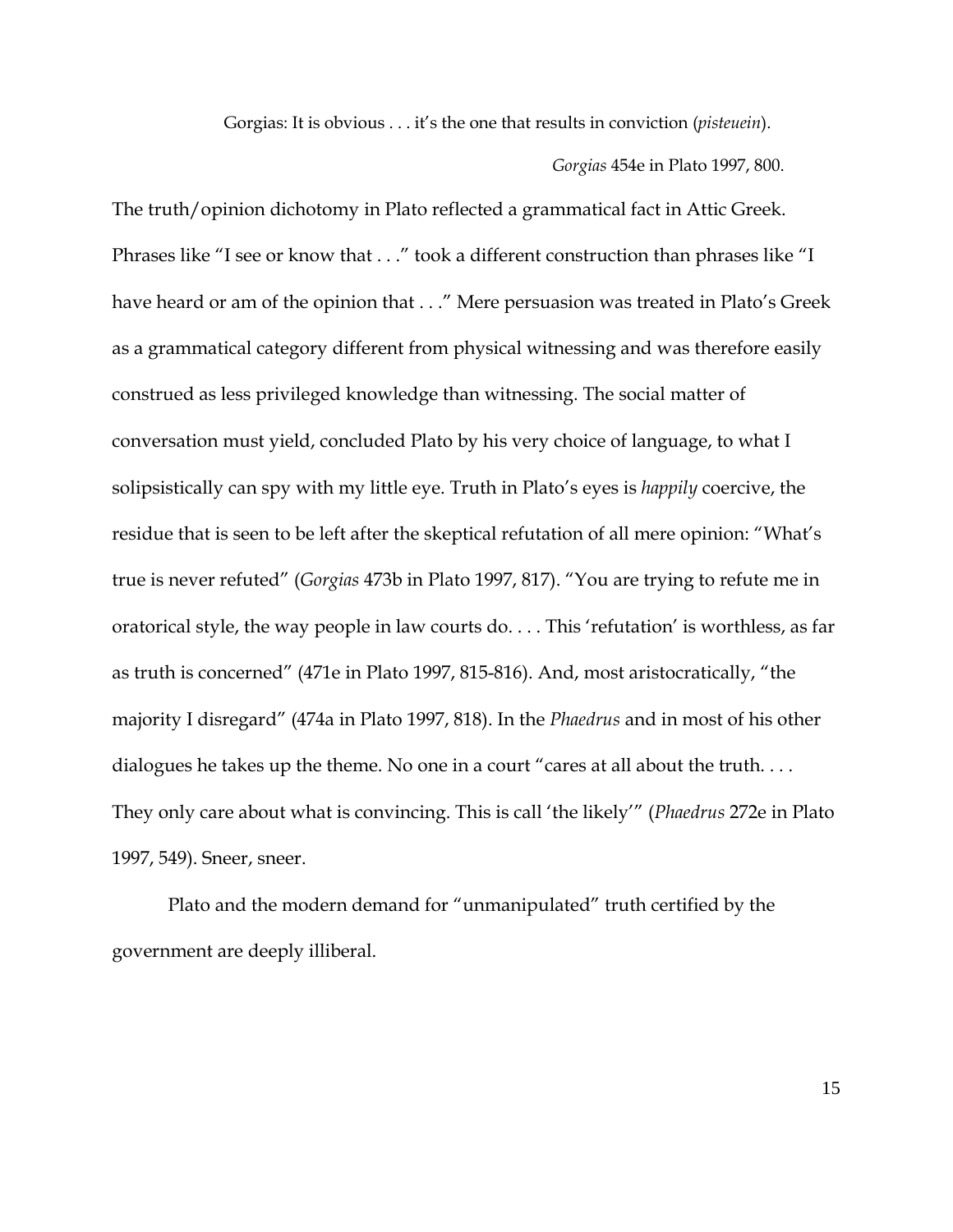> Gorgias: It is obvious . . . it's the one that results in conviction (*pisteuein*).
>
> *Gorgias* 454e in Plato 1997, 800.

The truth/opinion dichotomy in Plato reflected a grammatical fact in Attic Greek. Phrases like "I see or know that . . ." took a different construction than phrases like "I have heard or am of the opinion that . . ." Mere persuasion was treated in Plato's Greek as a grammatical category different from physical witnessing and was therefore easily construed as less privileged knowledge than witnessing. The social matter of conversation must yield, concluded Plato by his very choice of language, to what I solipsistically can spy with my little eye. Truth in Plato's eyes is *happily* coercive, the residue that is seen to be left after the skeptical refutation of all mere opinion: "What's true is never refuted" (*Gorgias* 473b in Plato 1997, 817). "You are trying to refute me in oratorical style, the way people in law courts do. . . . This 'refutation' is worthless, as far as truth is concerned" (471e in Plato 1997, 815-816). And, most aristocratically, "the majority I disregard" (474a in Plato 1997, 818). In the *Phaedrus* and in most of his other dialogues he takes up the theme. No one in a court "cares at all about the truth. . . . They only care about what is convincing. This is call 'the likely'" (*Phaedrus* 272e in Plato 1997, 549). Sneer, sneer.

Plato and the modern demand for "unmanipulated" truth certified by the government are deeply illiberal.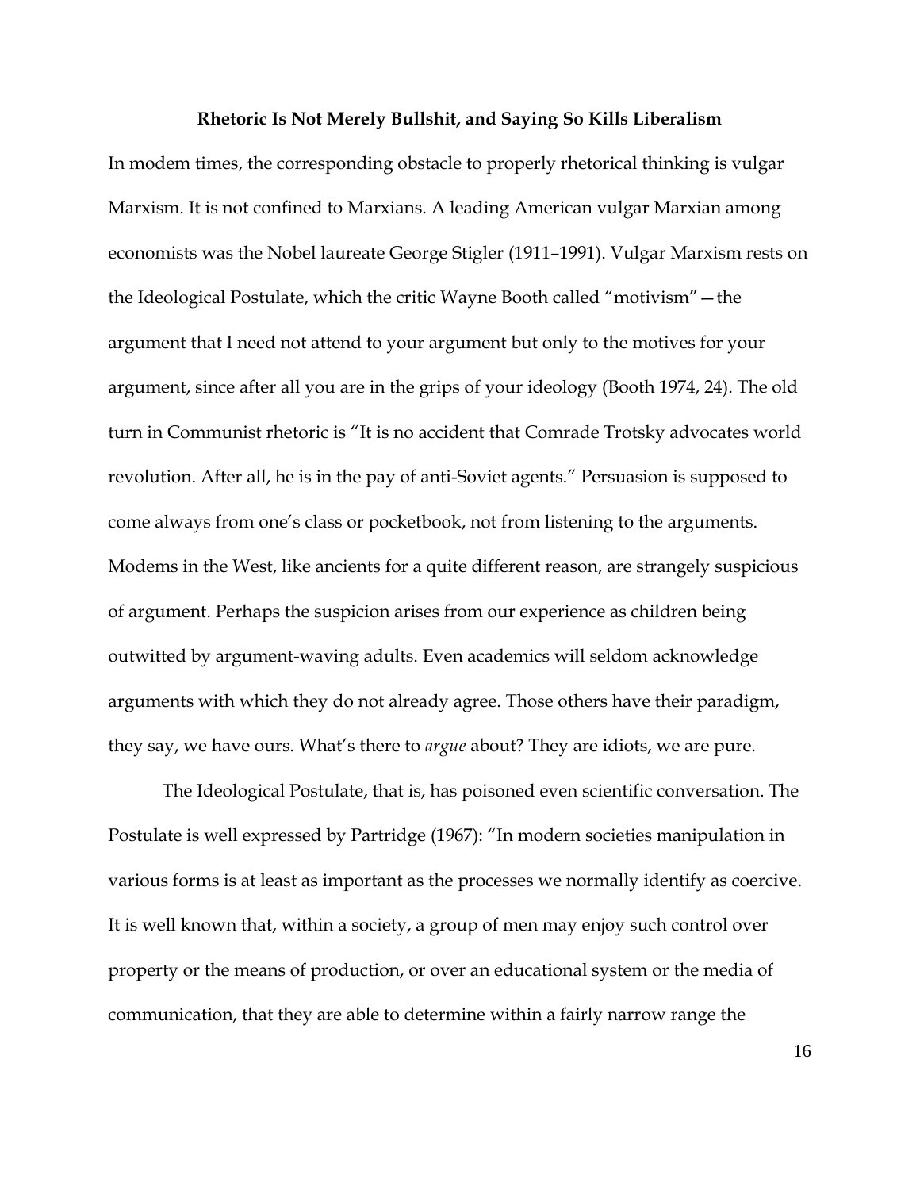**Rhetoric Is Not Merely Bullshit, and Saying So Kills Liberalism**

In modem times, the corresponding obstacle to properly rhetorical thinking is vulgar Marxism. It is not confined to Marxians. A leading American vulgar Marxian among economists was the Nobel laureate George Stigler (1911–1991). Vulgar Marxism rests on the Ideological Postulate, which the critic Wayne Booth called "motivism"—the argument that I need not attend to your argument but only to the motives for your argument, since after all you are in the grips of your ideology (Booth 1974, 24). The old turn in Communist rhetoric is "It is no accident that Comrade Trotsky advocates world revolution. After all, he is in the pay of anti-Soviet agents." Persuasion is supposed to come always from one's class or pocketbook, not from listening to the arguments. Modems in the West, like ancients for a quite different reason, are strangely suspicious of argument. Perhaps the suspicion arises from our experience as children being outwitted by argument-waving adults. Even academics will seldom acknowledge arguments with which they do not already agree. Those others have their paradigm, they say, we have ours. What's there to *argue* about? They are idiots, we are pure.

The Ideological Postulate, that is, has poisoned even scientific conversation. The Postulate is well expressed by Partridge (1967): "In modern societies manipulation in various forms is at least as important as the processes we normally identify as coercive. It is well known that, within a society, a group of men may enjoy such control over property or the means of production, or over an educational system or the media of communication, that they are able to determine within a fairly narrow range the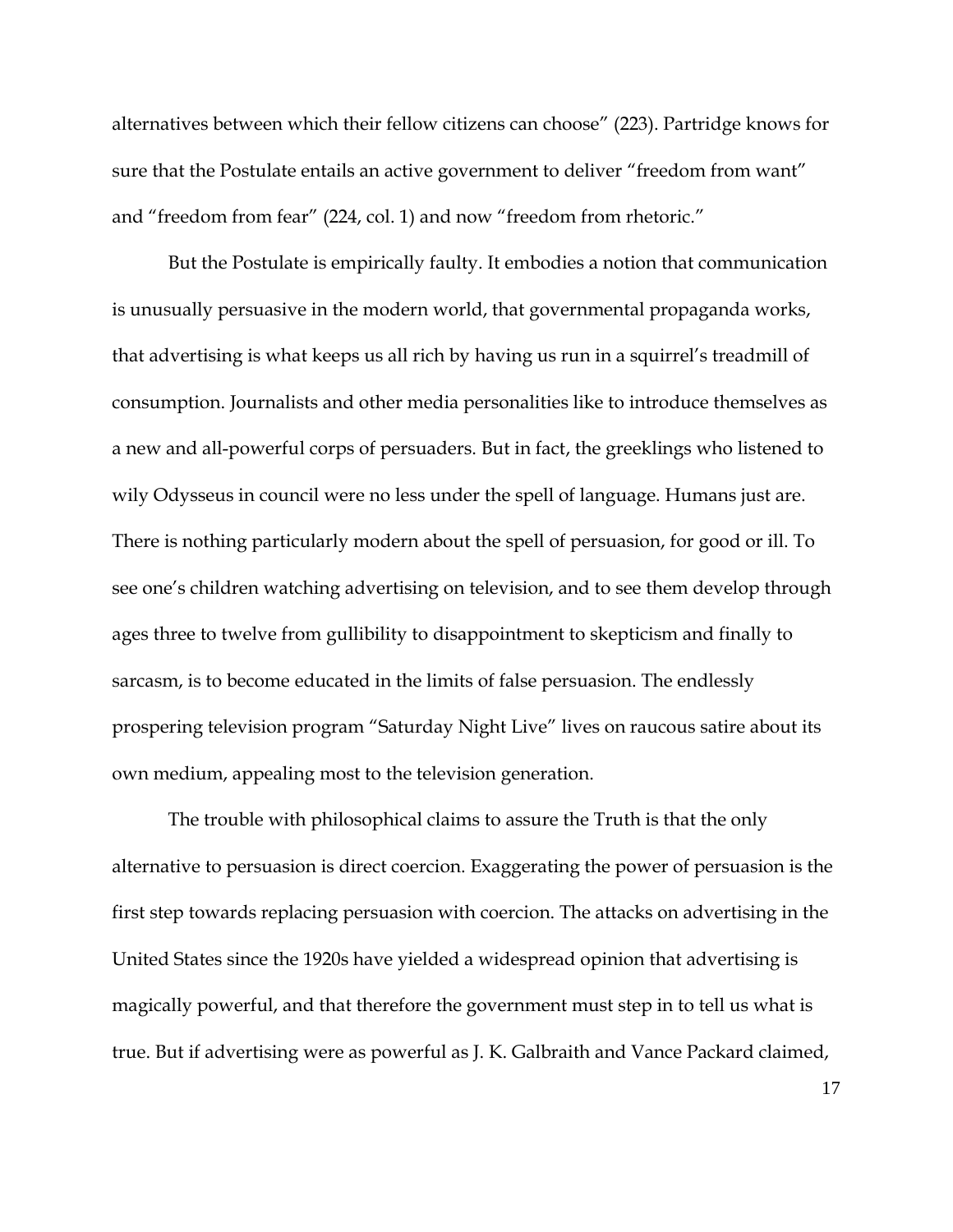alternatives between which their fellow citizens can choose" (223). Partridge knows for sure that the Postulate entails an active government to deliver "freedom from want" and "freedom from fear" (224, col. 1) and now "freedom from rhetoric."

But the Postulate is empirically faulty. It embodies a notion that communication is unusually persuasive in the modern world, that governmental propaganda works, that advertising is what keeps us all rich by having us run in a squirrel's treadmill of consumption. Journalists and other media personalities like to introduce themselves as a new and all-powerful corps of persuaders. But in fact, the greeklings who listened to wily Odysseus in council were no less under the spell of language. Humans just are. There is nothing particularly modern about the spell of persuasion, for good or ill. To see one's children watching advertising on television, and to see them develop through ages three to twelve from gullibility to disappointment to skepticism and finally to sarcasm, is to become educated in the limits of false persuasion. The endlessly prospering television program "Saturday Night Live" lives on raucous satire about its own medium, appealing most to the television generation.

The trouble with philosophical claims to assure the Truth is that the only alternative to persuasion is direct coercion. Exaggerating the power of persuasion is the first step towards replacing persuasion with coercion. The attacks on advertising in the United States since the 1920s have yielded a widespread opinion that advertising is magically powerful, and that therefore the government must step in to tell us what is true. But if advertising were as powerful as J. K. Galbraith and Vance Packard claimed,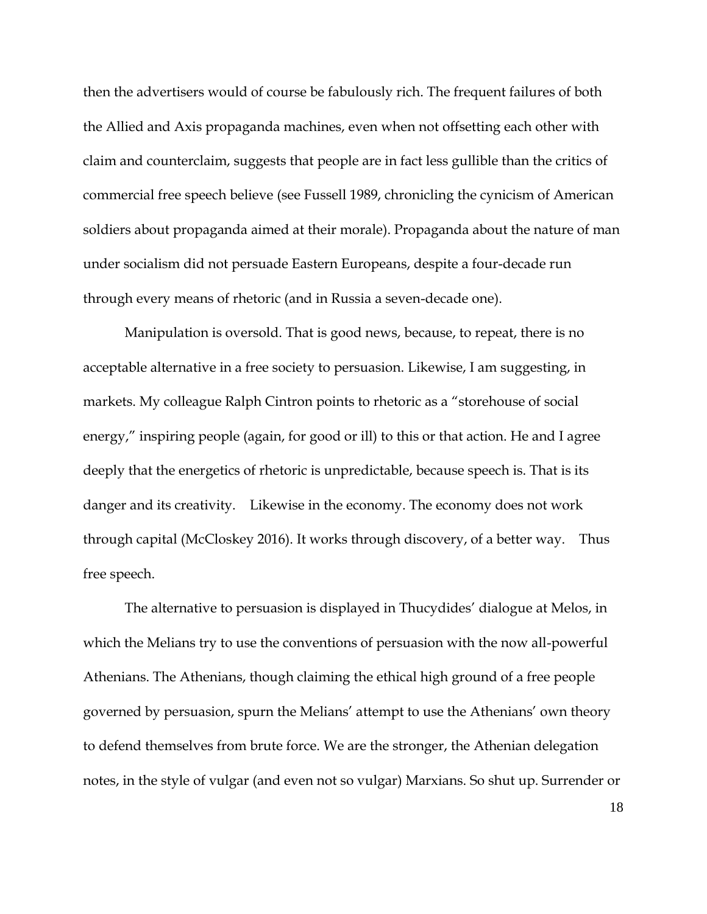then the advertisers would of course be fabulously rich. The frequent failures of both the Allied and Axis propaganda machines, even when not offsetting each other with claim and counterclaim, suggests that people are in fact less gullible than the critics of commercial free speech believe (see Fussell 1989, chronicling the cynicism of American soldiers about propaganda aimed at their morale). Propaganda about the nature of man under socialism did not persuade Eastern Europeans, despite a four-decade run through every means of rhetoric (and in Russia a seven-decade one).

Manipulation is oversold. That is good news, because, to repeat, there is no acceptable alternative in a free society to persuasion. Likewise, I am suggesting, in markets. My colleague Ralph Cintron points to rhetoric as a "storehouse of social energy," inspiring people (again, for good or ill) to this or that action. He and I agree deeply that the energetics of rhetoric is unpredictable, because speech is. That is its danger and its creativity. Likewise in the economy. The economy does not work through capital (McCloskey 2016). It works through discovery, of a better way. Thus free speech.

The alternative to persuasion is displayed in Thucydides' dialogue at Melos, in which the Melians try to use the conventions of persuasion with the now all-powerful Athenians. The Athenians, though claiming the ethical high ground of a free people governed by persuasion, spurn the Melians' attempt to use the Athenians' own theory to defend themselves from brute force. We are the stronger, the Athenian delegation notes, in the style of vulgar (and even not so vulgar) Marxians. So shut up. Surrender or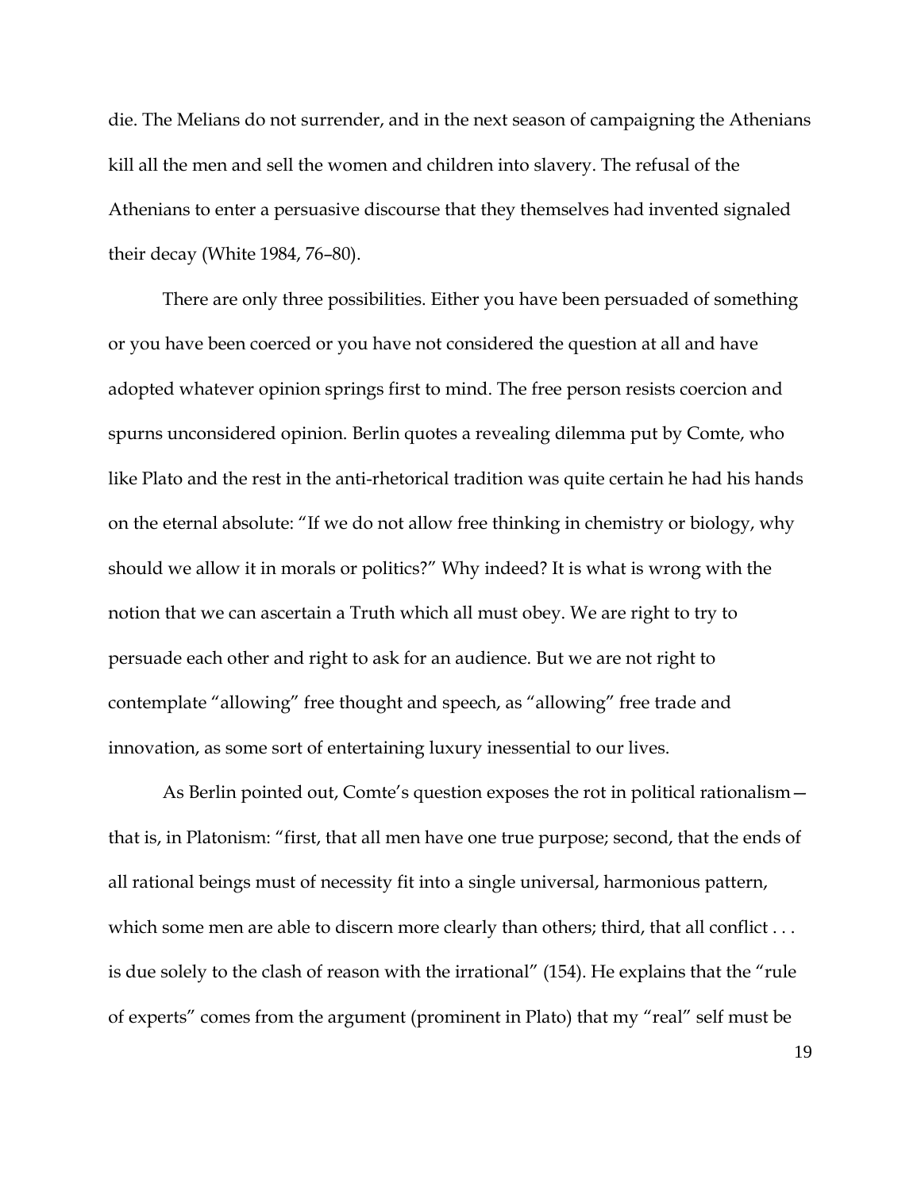die. The Melians do not surrender, and in the next season of campaigning the Athenians kill all the men and sell the women and children into slavery. The refusal of the Athenians to enter a persuasive discourse that they themselves had invented signaled their decay (White 1984, 76–80).

There are only three possibilities. Either you have been persuaded of something or you have been coerced or you have not considered the question at all and have adopted whatever opinion springs first to mind. The free person resists coercion and spurns unconsidered opinion. Berlin quotes a revealing dilemma put by Comte, who like Plato and the rest in the anti-rhetorical tradition was quite certain he had his hands on the eternal absolute: "If we do not allow free thinking in chemistry or biology, why should we allow it in morals or politics?" Why indeed? It is what is wrong with the notion that we can ascertain a Truth which all must obey. We are right to try to persuade each other and right to ask for an audience. But we are not right to contemplate "allowing" free thought and speech, as "allowing" free trade and innovation, as some sort of entertaining luxury inessential to our lives.

As Berlin pointed out, Comte's question exposes the rot in political rationalism—that is, in Platonism: "first, that all men have one true purpose; second, that the ends of all rational beings must of necessity fit into a single universal, harmonious pattern, which some men are able to discern more clearly than others; third, that all conflict . . . is due solely to the clash of reason with the irrational" (154). He explains that the "rule of experts" comes from the argument (prominent in Plato) that my "real" self must be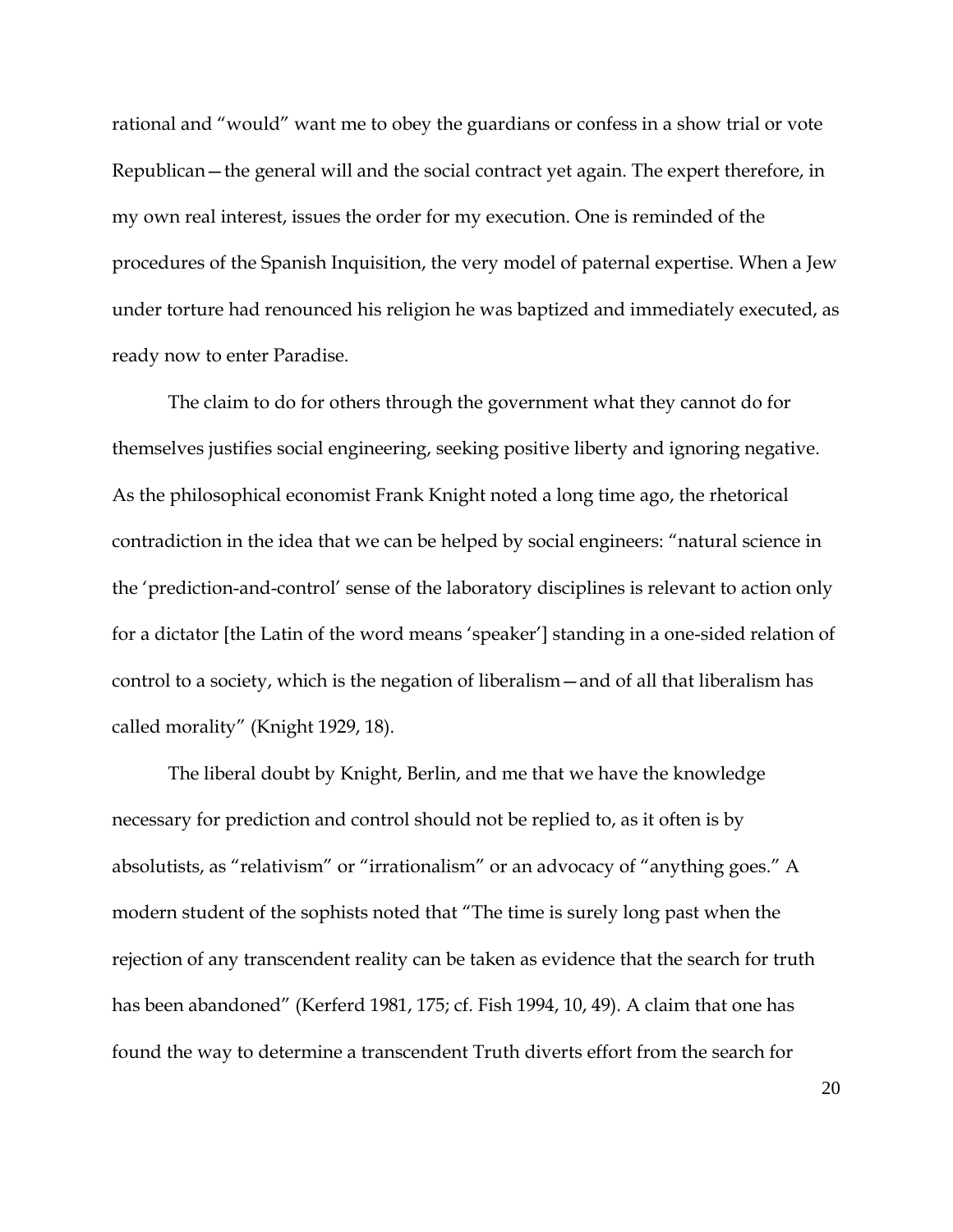rational and "would" want me to obey the guardians or confess in a show trial or vote Republican—the general will and the social contract yet again. The expert therefore, in my own real interest, issues the order for my execution. One is reminded of the procedures of the Spanish Inquisition, the very model of paternal expertise. When a Jew under torture had renounced his religion he was baptized and immediately executed, as ready now to enter Paradise.

The claim to do for others through the government what they cannot do for themselves justifies social engineering, seeking positive liberty and ignoring negative. As the philosophical economist Frank Knight noted a long time ago, the rhetorical contradiction in the idea that we can be helped by social engineers: "natural science in the 'prediction-and-control' sense of the laboratory disciplines is relevant to action only for a dictator [the Latin of the word means 'speaker'] standing in a one-sided relation of control to a society, which is the negation of liberalism—and of all that liberalism has called morality" (Knight 1929, 18).

The liberal doubt by Knight, Berlin, and me that we have the knowledge necessary for prediction and control should not be replied to, as it often is by absolutists, as "relativism" or "irrationalism" or an advocacy of "anything goes." A modern student of the sophists noted that "The time is surely long past when the rejection of any transcendent reality can be taken as evidence that the search for truth has been abandoned" (Kerferd 1981, 175; cf. Fish 1994, 10, 49). A claim that one has found the way to determine a transcendent Truth diverts effort from the search for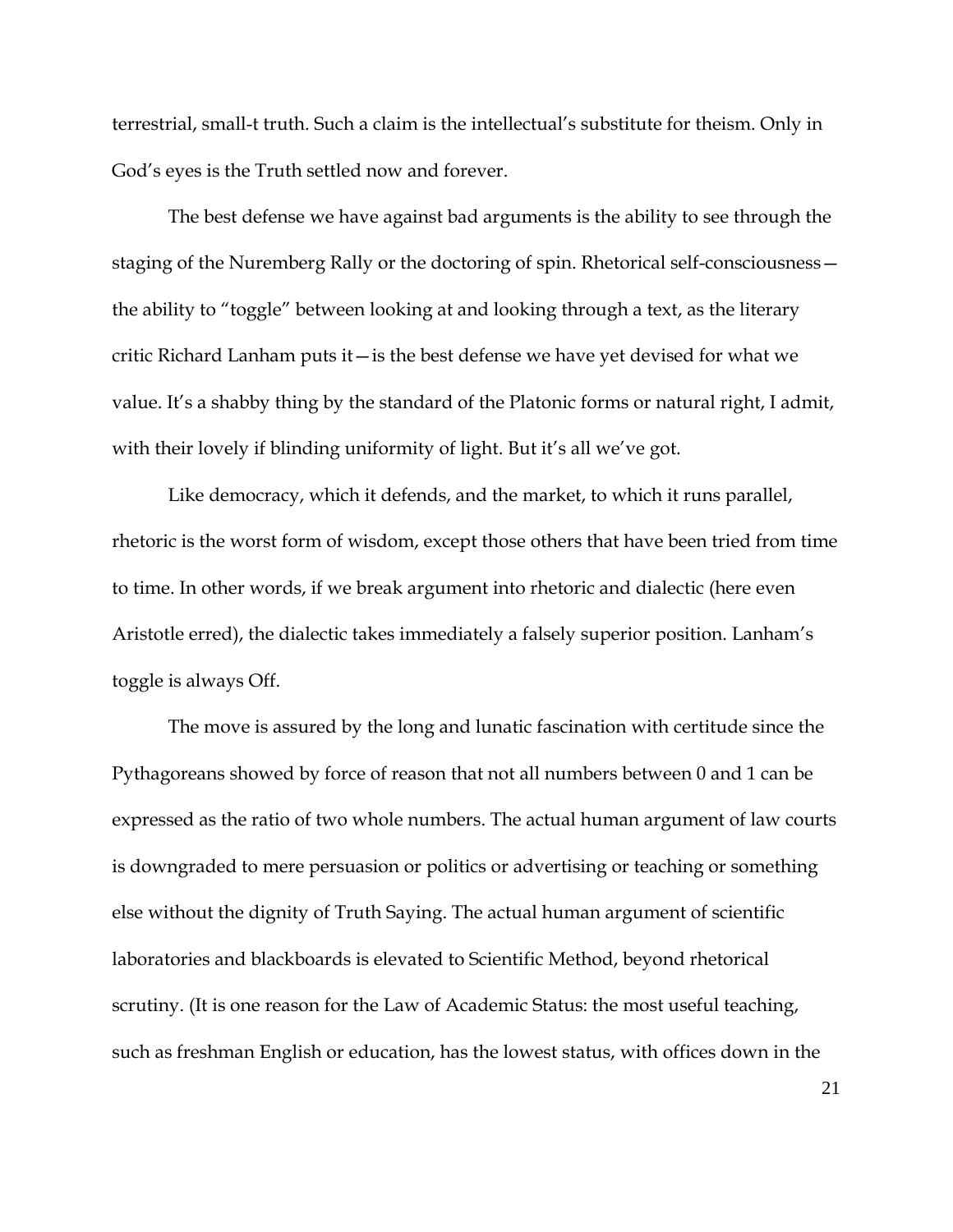terrestrial, small-t truth. Such a claim is the intellectual's substitute for theism. Only in God's eyes is the Truth settled now and forever.

The best defense we have against bad arguments is the ability to see through the staging of the Nuremberg Rally or the doctoring of spin. Rhetorical self-consciousness—the ability to "toggle" between looking at and looking through a text, as the literary critic Richard Lanham puts it—is the best defense we have yet devised for what we value. It's a shabby thing by the standard of the Platonic forms or natural right, I admit, with their lovely if blinding uniformity of light. But it's all we've got.

Like democracy, which it defends, and the market, to which it runs parallel, rhetoric is the worst form of wisdom, except those others that have been tried from time to time. In other words, if we break argument into rhetoric and dialectic (here even Aristotle erred), the dialectic takes immediately a falsely superior position. Lanham's toggle is always Off.

The move is assured by the long and lunatic fascination with certitude since the Pythagoreans showed by force of reason that not all numbers between 0 and 1 can be expressed as the ratio of two whole numbers. The actual human argument of law courts is downgraded to mere persuasion or politics or advertising or teaching or something else without the dignity of Truth Saying. The actual human argument of scientific laboratories and blackboards is elevated to Scientific Method, beyond rhetorical scrutiny. (It is one reason for the Law of Academic Status: the most useful teaching, such as freshman English or education, has the lowest status, with offices down in the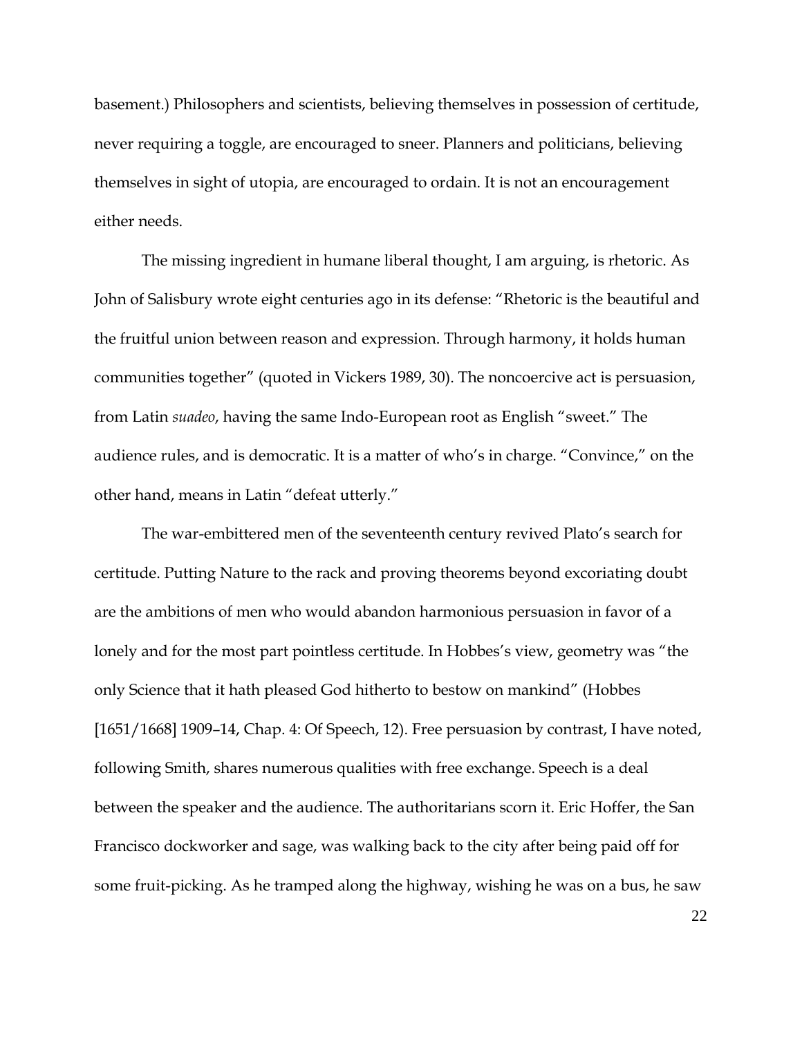basement.) Philosophers and scientists, believing themselves in possession of certitude, never requiring a toggle, are encouraged to sneer. Planners and politicians, believing themselves in sight of utopia, are encouraged to ordain. It is not an encouragement either needs.

The missing ingredient in humane liberal thought, I am arguing, is rhetoric. As John of Salisbury wrote eight centuries ago in its defense: "Rhetoric is the beautiful and the fruitful union between reason and expression. Through harmony, it holds human communities together" (quoted in Vickers 1989, 30). The noncoercive act is persuasion, from Latin *suadeo*, having the same Indo-European root as English "sweet." The audience rules, and is democratic. It is a matter of who's in charge. "Convince," on the other hand, means in Latin "defeat utterly."

The war-embittered men of the seventeenth century revived Plato's search for certitude. Putting Nature to the rack and proving theorems beyond excoriating doubt are the ambitions of men who would abandon harmonious persuasion in favor of a lonely and for the most part pointless certitude. In Hobbes's view, geometry was "the only Science that it hath pleased God hitherto to bestow on mankind" (Hobbes [1651/1668] 1909–14, Chap. 4: Of Speech, 12). Free persuasion by contrast, I have noted, following Smith, shares numerous qualities with free exchange. Speech is a deal between the speaker and the audience. The authoritarians scorn it. Eric Hoffer, the San Francisco dockworker and sage, was walking back to the city after being paid off for some fruit-picking. As he tramped along the highway, wishing he was on a bus, he saw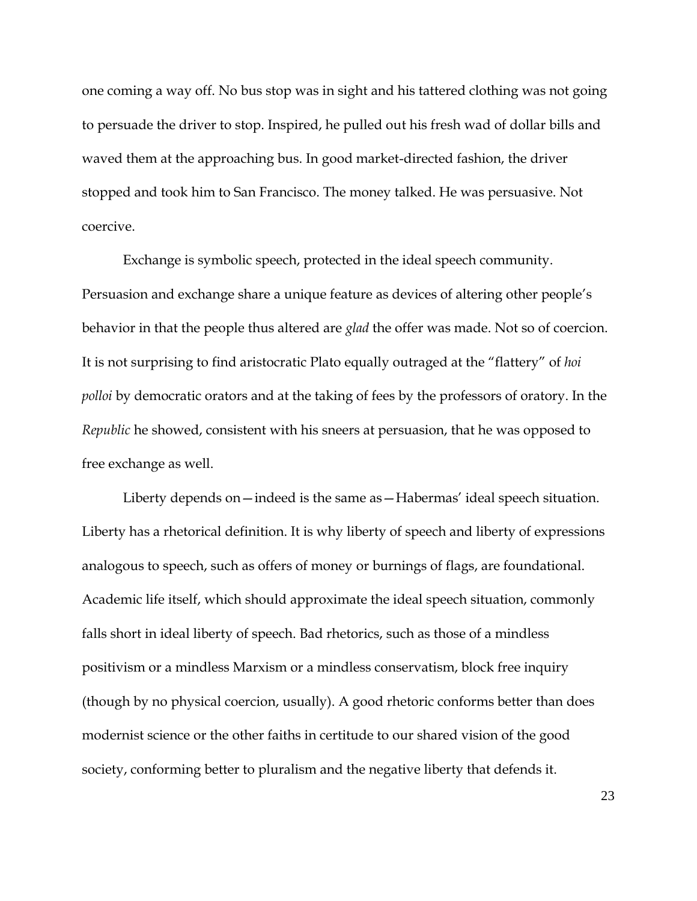one coming a way off. No bus stop was in sight and his tattered clothing was not going to persuade the driver to stop. Inspired, he pulled out his fresh wad of dollar bills and waved them at the approaching bus. In good market-directed fashion, the driver stopped and took him to San Francisco. The money talked. He was persuasive. Not coercive.

Exchange is symbolic speech, protected in the ideal speech community. Persuasion and exchange share a unique feature as devices of altering other people's behavior in that the people thus altered are *glad* the offer was made. Not so of coercion. It is not surprising to find aristocratic Plato equally outraged at the "flattery" of *hoi polloi* by democratic orators and at the taking of fees by the professors of oratory. In the *Republic* he showed, consistent with his sneers at persuasion, that he was opposed to free exchange as well.

Liberty depends on—indeed is the same as—Habermas' ideal speech situation. Liberty has a rhetorical definition. It is why liberty of speech and liberty of expressions analogous to speech, such as offers of money or burnings of flags, are foundational. Academic life itself, which should approximate the ideal speech situation, commonly falls short in ideal liberty of speech. Bad rhetorics, such as those of a mindless positivism or a mindless Marxism or a mindless conservatism, block free inquiry (though by no physical coercion, usually). A good rhetoric conforms better than does modernist science or the other faiths in certitude to our shared vision of the good society, conforming better to pluralism and the negative liberty that defends it.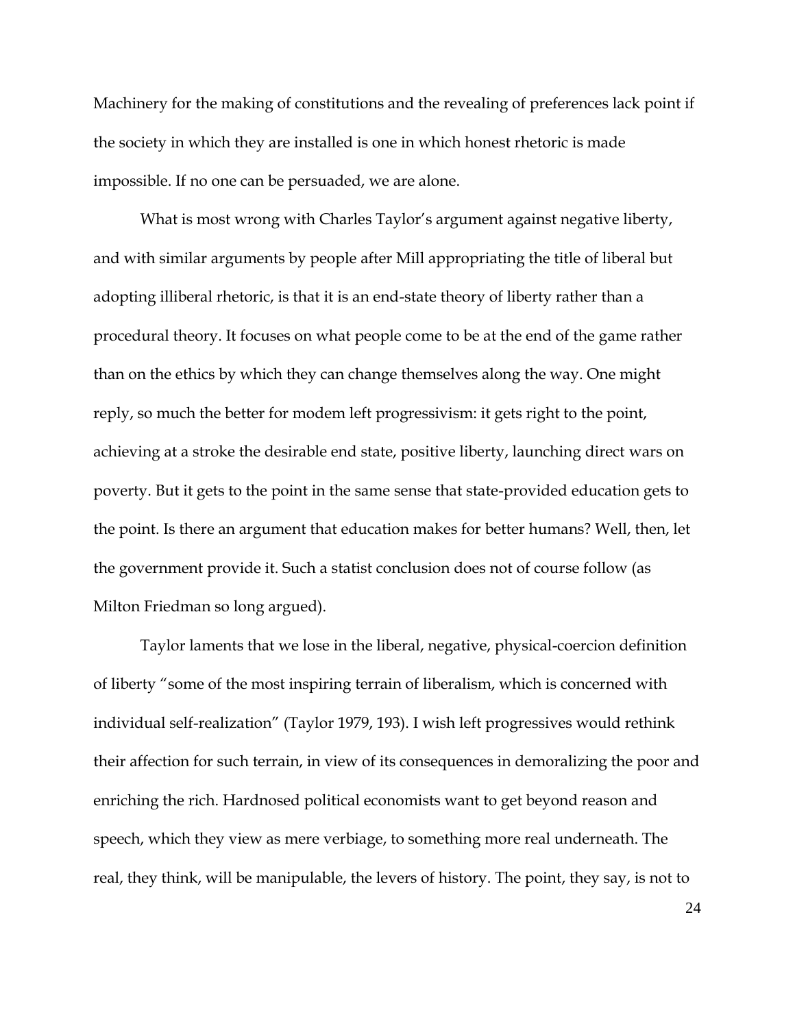Machinery for the making of constitutions and the revealing of preferences lack point if the society in which they are installed is one in which honest rhetoric is made impossible. If no one can be persuaded, we are alone.

What is most wrong with Charles Taylor's argument against negative liberty, and with similar arguments by people after Mill appropriating the title of liberal but adopting illiberal rhetoric, is that it is an end-state theory of liberty rather than a procedural theory. It focuses on what people come to be at the end of the game rather than on the ethics by which they can change themselves along the way. One might reply, so much the better for modem left progressivism: it gets right to the point, achieving at a stroke the desirable end state, positive liberty, launching direct wars on poverty. But it gets to the point in the same sense that state-provided education gets to the point. Is there an argument that education makes for better humans? Well, then, let the government provide it. Such a statist conclusion does not of course follow (as Milton Friedman so long argued).

Taylor laments that we lose in the liberal, negative, physical-coercion definition of liberty "some of the most inspiring terrain of liberalism, which is concerned with individual self-realization" (Taylor 1979, 193). I wish left progressives would rethink their affection for such terrain, in view of its consequences in demoralizing the poor and enriching the rich. Hardnosed political economists want to get beyond reason and speech, which they view as mere verbiage, to something more real underneath. The real, they think, will be manipulable, the levers of history. The point, they say, is not to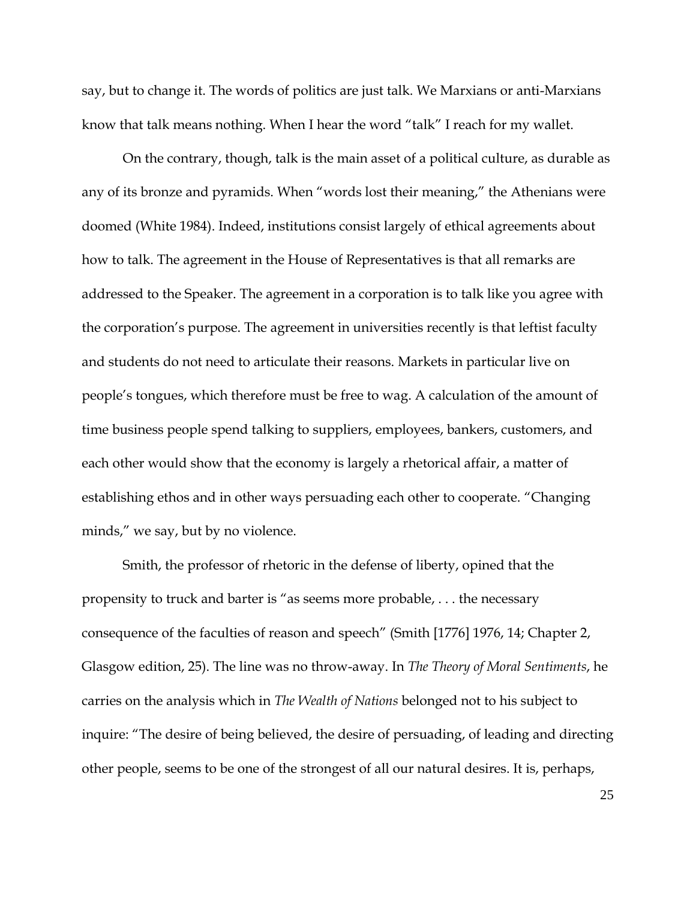say, but to change it. The words of politics are just talk. We Marxians or anti-Marxians know that talk means nothing. When I hear the word "talk" I reach for my wallet.

On the contrary, though, talk is the main asset of a political culture, as durable as any of its bronze and pyramids. When "words lost their meaning," the Athenians were doomed (White 1984). Indeed, institutions consist largely of ethical agreements about how to talk. The agreement in the House of Representatives is that all remarks are addressed to the Speaker. The agreement in a corporation is to talk like you agree with the corporation's purpose. The agreement in universities recently is that leftist faculty and students do not need to articulate their reasons. Markets in particular live on people's tongues, which therefore must be free to wag. A calculation of the amount of time business people spend talking to suppliers, employees, bankers, customers, and each other would show that the economy is largely a rhetorical affair, a matter of establishing ethos and in other ways persuading each other to cooperate. "Changing minds," we say, but by no violence.

Smith, the professor of rhetoric in the defense of liberty, opined that the propensity to truck and barter is "as seems more probable, . . . the necessary consequence of the faculties of reason and speech" (Smith [1776] 1976, 14; Chapter 2, Glasgow edition, 25). The line was no throw-away. In *The Theory of Moral Sentiments*, he carries on the analysis which in *The Wealth of Nations* belonged not to his subject to inquire: "The desire of being believed, the desire of persuading, of leading and directing other people, seems to be one of the strongest of all our natural desires. It is, perhaps,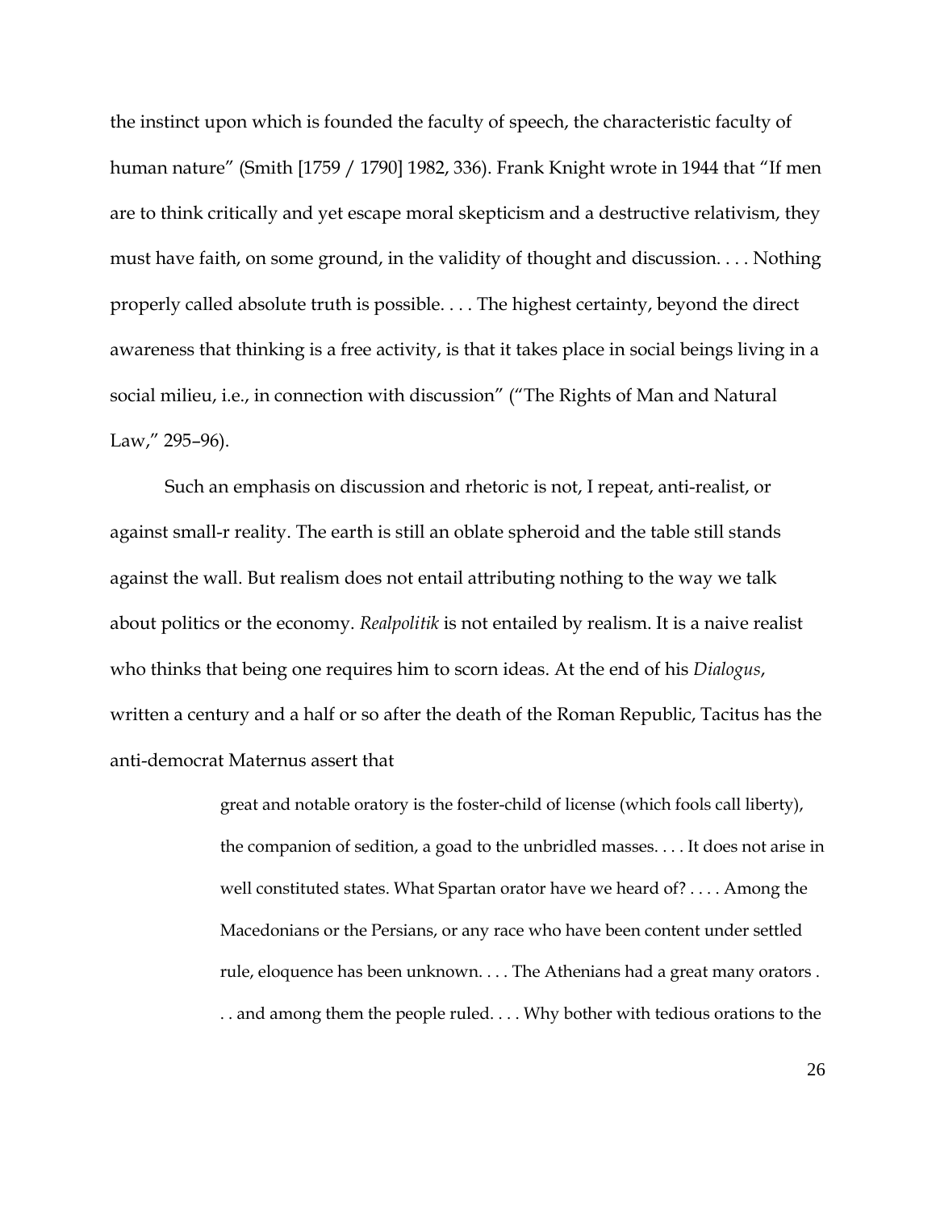the instinct upon which is founded the faculty of speech, the characteristic faculty of human nature" (Smith [1759 / 1790] 1982, 336). Frank Knight wrote in 1944 that "If men are to think critically and yet escape moral skepticism and a destructive relativism, they must have faith, on some ground, in the validity of thought and discussion. . . . Nothing properly called absolute truth is possible. . . . The highest certainty, beyond the direct awareness that thinking is a free activity, is that it takes place in social beings living in a social milieu, i.e., in connection with discussion" ("The Rights of Man and Natural Law," 295–96).

Such an emphasis on discussion and rhetoric is not, I repeat, anti-realist, or against small-r reality. The earth is still an oblate spheroid and the table still stands against the wall. But realism does not entail attributing nothing to the way we talk about politics or the economy. *Realpolitik* is not entailed by realism. It is a naive realist who thinks that being one requires him to scorn ideas. At the end of his *Dialogus*, written a century and a half or so after the death of the Roman Republic, Tacitus has the anti-democrat Maternus assert that

> great and notable oratory is the foster-child of license (which fools call liberty), the companion of sedition, a goad to the unbridled masses. . . . It does not arise in well constituted states. What Spartan orator have we heard of? . . . . Among the Macedonians or the Persians, or any race who have been content under settled rule, eloquence has been unknown. . . . The Athenians had a great many orators . . . and among them the people ruled. . . . Why bother with tedious orations to the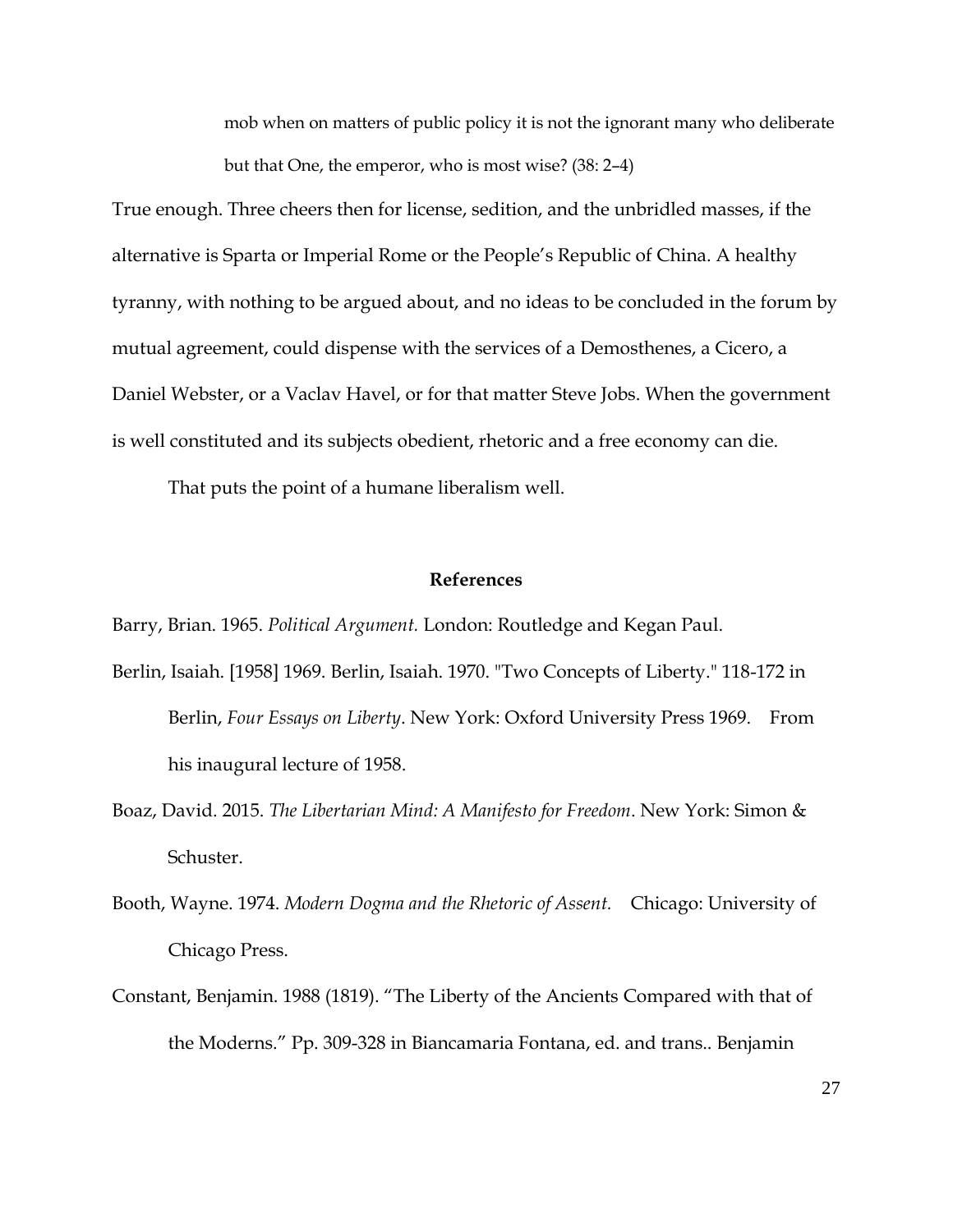> mob when on matters of public policy it is not the ignorant many who deliberate but that One, the emperor, who is most wise? (38: 2–4)

True enough. Three cheers then for license, sedition, and the unbridled masses, if the alternative is Sparta or Imperial Rome or the People's Republic of China. A healthy tyranny, with nothing to be argued about, and no ideas to be concluded in the forum by mutual agreement, could dispense with the services of a Demosthenes, a Cicero, a Daniel Webster, or a Vaclav Havel, or for that matter Steve Jobs. When the government is well constituted and its subjects obedient, rhetoric and a free economy can die.

That puts the point of a humane liberalism well.

## References

Barry, Brian. 1965. *Political Argument.* London: Routledge and Kegan Paul.

Berlin, Isaiah. [1958] 1969. Berlin, Isaiah. 1970. "Two Concepts of Liberty." 118-172 in Berlin, *Four Essays on Liberty*. New York: Oxford University Press 1969. From his inaugural lecture of 1958.

Boaz, David. 2015. *The Libertarian Mind: A Manifesto for Freedom*. New York: Simon & Schuster.

Booth, Wayne. 1974. *Modern Dogma and the Rhetoric of Assent.* Chicago: University of Chicago Press.

Constant, Benjamin. 1988 (1819). "The Liberty of the Ancients Compared with that of the Moderns." Pp. 309-328 in Biancamaria Fontana, ed. and trans.. Benjamin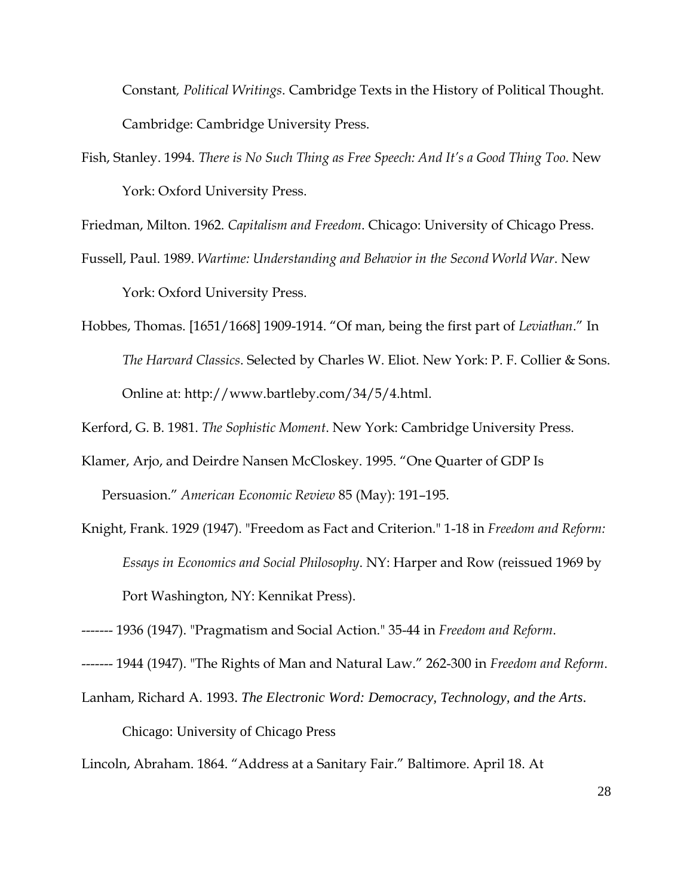Constant, *Political Writings*. Cambridge Texts in the History of Political Thought. Cambridge: Cambridge University Press.

Fish, Stanley. 1994. *There is No Such Thing as Free Speech: And It's a Good Thing Too*. New York: Oxford University Press.

Friedman, Milton. 1962. *Capitalism and Freedom*. Chicago: University of Chicago Press.

Fussell, Paul. 1989. *Wartime: Understanding and Behavior in the Second World War*. New York: Oxford University Press.

Hobbes, Thomas. [1651/1668] 1909-1914. "Of man, being the first part of *Leviathan*." In *The Harvard Classics*. Selected by Charles W. Eliot. New York: P. F. Collier & Sons. Online at: http://www.bartleby.com/34/5/4.html.

Kerford, G. B. 1981. *The Sophistic Moment*. New York: Cambridge University Press.

Klamer, Arjo, and Deirdre Nansen McCloskey. 1995. "One Quarter of GDP Is Persuasion." *American Economic Review* 85 (May): 191–195.

Knight, Frank. 1929 (1947). "Freedom as Fact and Criterion." 1-18 in *Freedom and Reform: Essays in Economics and Social Philosophy*. NY: Harper and Row (reissued 1969 by Port Washington, NY: Kennikat Press).

------- 1936 (1947). "Pragmatism and Social Action." 35-44 in *Freedom and Reform*.

------- 1944 (1947). "The Rights of Man and Natural Law." 262-300 in *Freedom and Reform*.

Lanham, Richard A. 1993. *The Electronic Word: Democracy, Technology, and the Arts*. Chicago: University of Chicago Press

Lincoln, Abraham. 1864. "Address at a Sanitary Fair." Baltimore. April 18. At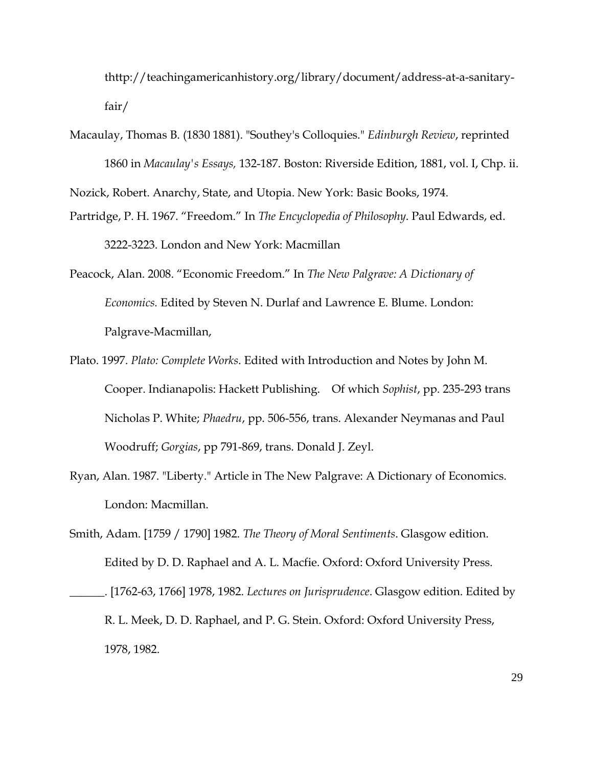thttp://teachingamericanhistory.org/library/document/address-at-a-sanitary-fair/

Macaulay, Thomas B. (1830 1881). "Southey's Colloquies." *Edinburgh Review*, reprinted 1860 in *Macaulay's Essays,* 132-187. Boston: Riverside Edition, 1881, vol. I, Chp. ii.

Nozick, Robert. Anarchy, State, and Utopia. New York: Basic Books, 1974.

Partridge, P. H. 1967. "Freedom." In *The Encyclopedia of Philosophy*. Paul Edwards, ed. 3222-3223. London and New York: Macmillan

Peacock, Alan. 2008. "Economic Freedom." In *The New Palgrave: A Dictionary of Economics.* Edited by Steven N. Durlaf and Lawrence E. Blume. London: Palgrave-Macmillan,

Plato. 1997. *Plato: Complete Works*. Edited with Introduction and Notes by John M. Cooper. Indianapolis: Hackett Publishing.   Of which *Sophist*, pp. 235-293 trans Nicholas P. White; *Phaedru*, pp. 506-556, trans. Alexander Neymanas and Paul Woodruff; *Gorgias*, pp 791-869, trans. Donald J. Zeyl.

Ryan, Alan. 1987. "Liberty." Article in The New Palgrave: A Dictionary of Economics. London: Macmillan.

Smith, Adam. [1759 / 1790] 1982. *The Theory of Moral Sentiments*. Glasgow edition. Edited by D. D. Raphael and A. L. Macfie. Oxford: Oxford University Press.

______. [1762-63, 1766] 1978, 1982. *Lectures on Jurisprudence*. Glasgow edition. Edited by R. L. Meek, D. D. Raphael, and P. G. Stein. Oxford: Oxford University Press, 1978, 1982.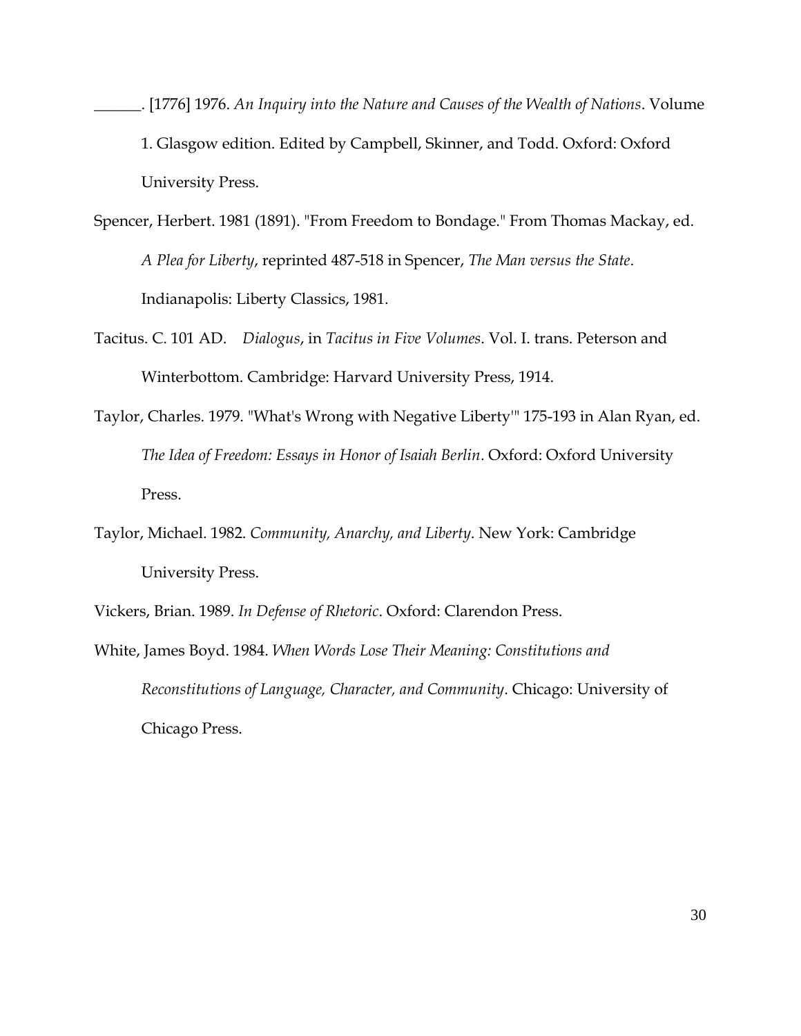______. [1776] 1976. *An Inquiry into the Nature and Causes of the Wealth of Nations*. Volume 1. Glasgow edition. Edited by Campbell, Skinner, and Todd. Oxford: Oxford University Press.

Spencer, Herbert. 1981 (1891). "From Freedom to Bondage." From Thomas Mackay, ed. *A Plea for Liberty*, reprinted 487-518 in Spencer, *The Man versus the State*. Indianapolis: Liberty Classics, 1981.

Tacitus. C. 101 AD. *Dialogus*, in *Tacitus in Five Volumes*. Vol. I. trans. Peterson and Winterbottom. Cambridge: Harvard University Press, 1914.

Taylor, Charles. 1979. "What's Wrong with Negative Liberty'" 175-193 in Alan Ryan, ed. *The Idea of Freedom: Essays in Honor of Isaiah Berlin*. Oxford: Oxford University Press.

Taylor, Michael. 1982. *Community, Anarchy, and Liberty*. New York: Cambridge University Press.

Vickers, Brian. 1989. *In Defense of Rhetoric*. Oxford: Clarendon Press.

White, James Boyd. 1984. *When Words Lose Their Meaning: Constitutions and Reconstitutions of Language, Character, and Community*. Chicago: University of Chicago Press.